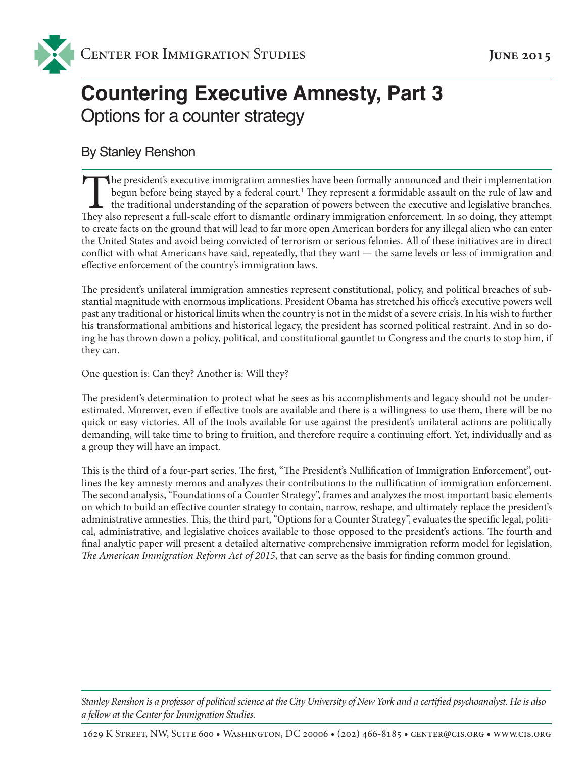Center for Immigration Studies

June 2015

# Countering Executive Amnesty, Part 3

## Options for a counter strategy

By Stanley Renshon

The president's executive immigration amnesties have been formally announced and their implementation begun before being stayed by a federal court.[1] They represent a formidable assault on the rule of law and the traditional understanding of the separation of powers between the executive and legislative branches. They also represent a full-scale effort to dismantle ordinary immigration enforcement. In so doing, they attempt to create facts on the ground that will lead to far more open American borders for any illegal alien who can enter the United States and avoid being convicted of terrorism or serious felonies. All of these initiatives are in direct conflict with what Americans have said, repeatedly, that they want — the same levels or less of immigration and effective enforcement of the country's immigration laws.

The president's unilateral immigration amnesties represent constitutional, policy, and political breaches of substantial magnitude with enormous implications. President Obama has stretched his office's executive powers well past any traditional or historical limits when the country is not in the midst of a severe crisis. In his wish to further his transformational ambitions and historical legacy, the president has scorned political restraint. And in so doing he has thrown down a policy, political, and constitutional gauntlet to Congress and the courts to stop him, if they can.

One question is: Can they? Another is: Will they?

The president's determination to protect what he sees as his accomplishments and legacy should not be underestimated. Moreover, even if effective tools are available and there is a willingness to use them, there will be no quick or easy victories. All of the tools available for use against the president's unilateral actions are politically demanding, will take time to bring to fruition, and therefore require a continuing effort. Yet, individually and as a group they will have an impact.

This is the third of a four-part series. The first, "The President's Nullification of Immigration Enforcement", outlines the key amnesty memos and analyzes their contributions to the nullification of immigration enforcement. The second analysis, "Foundations of a Counter Strategy", frames and analyzes the most important basic elements on which to build an effective counter strategy to contain, narrow, reshape, and ultimately replace the president's administrative amnesties. This, the third part, "Options for a Counter Strategy", evaluates the specific legal, political, administrative, and legislative choices available to those opposed to the president's actions. The fourth and final analytic paper will present a detailed alternative comprehensive immigration reform model for legislation, *The American Immigration Reform Act of 2015*, that can serve as the basis for finding common ground.

*Stanley Renshon is a professor of political science at the City University of New York and a certified psychoanalyst. He is also a fellow at the Center for Immigration Studies.*

1629 K Street, NW, Suite 600 • Washington, DC 20006 • (202) 466-8185 • center@cis.org • www.cis.org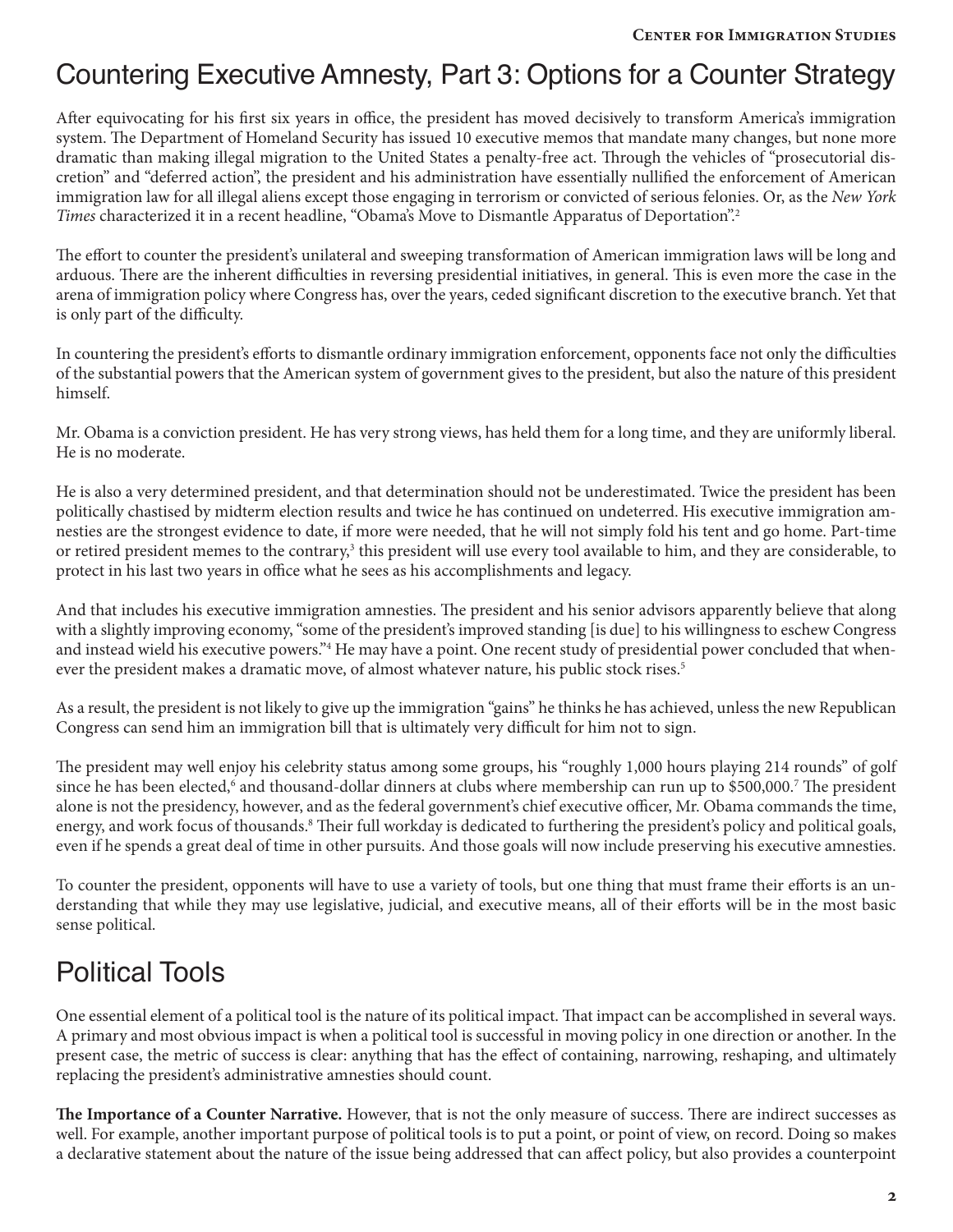# Countering Executive Amnesty, Part 3: Options for a Counter Strategy

After equivocating for his first six years in office, the president has moved decisively to transform America's immigration system. The Department of Homeland Security has issued 10 executive memos that mandate many changes, but none more dramatic than making illegal migration to the United States a penalty-free act. Through the vehicles of "prosecutorial discretion" and "deferred action", the president and his administration have essentially nullified the enforcement of American immigration law for all illegal aliens except those engaging in terrorism or convicted of serious felonies. Or, as the *New York Times* characterized it in a recent headline, "Obama's Move to Dismantle Apparatus of Deportation".[2]

The effort to counter the president's unilateral and sweeping transformation of American immigration laws will be long and arduous. There are the inherent difficulties in reversing presidential initiatives, in general. This is even more the case in the arena of immigration policy where Congress has, over the years, ceded significant discretion to the executive branch. Yet that is only part of the difficulty.

In countering the president's efforts to dismantle ordinary immigration enforcement, opponents face not only the difficulties of the substantial powers that the American system of government gives to the president, but also the nature of this president himself.

Mr. Obama is a conviction president. He has very strong views, has held them for a long time, and they are uniformly liberal. He is no moderate.

He is also a very determined president, and that determination should not be underestimated. Twice the president has been politically chastised by midterm election results and twice he has continued on undeterred. His executive immigration amnesties are the strongest evidence to date, if more were needed, that he will not simply fold his tent and go home. Part-time or retired president memes to the contrary,[3] this president will use every tool available to him, and they are considerable, to protect in his last two years in office what he sees as his accomplishments and legacy.

And that includes his executive immigration amnesties. The president and his senior advisors apparently believe that along with a slightly improving economy, "some of the president's improved standing [is due] to his willingness to eschew Congress and instead wield his executive powers."[4] He may have a point. One recent study of presidential power concluded that whenever the president makes a dramatic move, of almost whatever nature, his public stock rises.[5]

As a result, the president is not likely to give up the immigration "gains" he thinks he has achieved, unless the new Republican Congress can send him an immigration bill that is ultimately very difficult for him not to sign.

The president may well enjoy his celebrity status among some groups, his "roughly 1,000 hours playing 214 rounds" of golf since he has been elected,[6] and thousand-dollar dinners at clubs where membership can run up to \$500,000.[7] The president alone is not the presidency, however, and as the federal government's chief executive officer, Mr. Obama commands the time, energy, and work focus of thousands.[8] Their full workday is dedicated to furthering the president's policy and political goals, even if he spends a great deal of time in other pursuits. And those goals will now include preserving his executive amnesties.

To counter the president, opponents will have to use a variety of tools, but one thing that must frame their efforts is an understanding that while they may use legislative, judicial, and executive means, all of their efforts will be in the most basic sense political.

## Political Tools

One essential element of a political tool is the nature of its political impact. That impact can be accomplished in several ways. A primary and most obvious impact is when a political tool is successful in moving policy in one direction or another. In the present case, the metric of success is clear: anything that has the effect of containing, narrowing, reshaping, and ultimately replacing the president's administrative amnesties should count.

**The Importance of a Counter Narrative.** However, that is not the only measure of success. There are indirect successes as well. For example, another important purpose of political tools is to put a point, or point of view, on record. Doing so makes a declarative statement about the nature of the issue being addressed that can affect policy, but also provides a counterpoint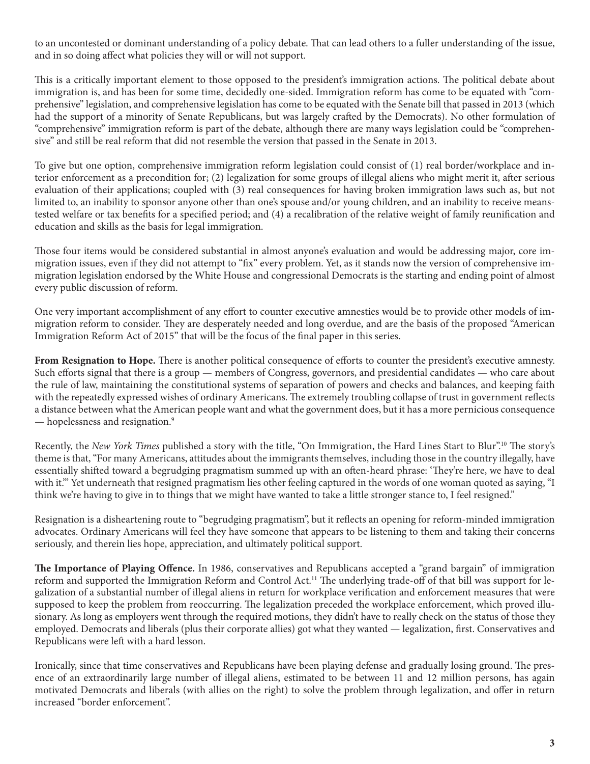to an uncontested or dominant understanding of a policy debate. That can lead others to a fuller understanding of the issue, and in so doing affect what policies they will or will not support.

This is a critically important element to those opposed to the president's immigration actions. The political debate about immigration is, and has been for some time, decidedly one-sided. Immigration reform has come to be equated with "comprehensive" legislation, and comprehensive legislation has come to be equated with the Senate bill that passed in 2013 (which had the support of a minority of Senate Republicans, but was largely crafted by the Democrats). No other formulation of "comprehensive" immigration reform is part of the debate, although there are many ways legislation could be "comprehensive" and still be real reform that did not resemble the version that passed in the Senate in 2013.

To give but one option, comprehensive immigration reform legislation could consist of (1) real border/workplace and interior enforcement as a precondition for; (2) legalization for some groups of illegal aliens who might merit it, after serious evaluation of their applications; coupled with (3) real consequences for having broken immigration laws such as, but not limited to, an inability to sponsor anyone other than one's spouse and/or young children, and an inability to receive means-tested welfare or tax benefits for a specified period; and (4) a recalibration of the relative weight of family reunification and education and skills as the basis for legal immigration.

Those four items would be considered substantial in almost anyone's evaluation and would be addressing major, core immigration issues, even if they did not attempt to "fix" every problem. Yet, as it stands now the version of comprehensive immigration legislation endorsed by the White House and congressional Democrats is the starting and ending point of almost every public discussion of reform.

One very important accomplishment of any effort to counter executive amnesties would be to provide other models of immigration reform to consider. They are desperately needed and long overdue, and are the basis of the proposed "American Immigration Reform Act of 2015" that will be the focus of the final paper in this series.

**From Resignation to Hope.** There is another political consequence of efforts to counter the president's executive amnesty. Such efforts signal that there is a group — members of Congress, governors, and presidential candidates — who care about the rule of law, maintaining the constitutional systems of separation of powers and checks and balances, and keeping faith with the repeatedly expressed wishes of ordinary Americans. The extremely troubling collapse of trust in government reflects a distance between what the American people want and what the government does, but it has a more pernicious consequence — hopelessness and resignation.[9]

Recently, the *New York Times* published a story with the title, "On Immigration, the Hard Lines Start to Blur".[10] The story's theme is that, "For many Americans, attitudes about the immigrants themselves, including those in the country illegally, have essentially shifted toward a begrudging pragmatism summed up with an often-heard phrase: 'They're here, we have to deal with it.'" Yet underneath that resigned pragmatism lies other feeling captured in the words of one woman quoted as saying, "I think we're having to give in to things that we might have wanted to take a little stronger stance to, I feel resigned."

Resignation is a disheartening route to "begrudging pragmatism", but it reflects an opening for reform-minded immigration advocates. Ordinary Americans will feel they have someone that appears to be listening to them and taking their concerns seriously, and therein lies hope, appreciation, and ultimately political support.

**The Importance of Playing Offence.** In 1986, conservatives and Republicans accepted a "grand bargain" of immigration reform and supported the Immigration Reform and Control Act.[11] The underlying trade-off of that bill was support for legalization of a substantial number of illegal aliens in return for workplace verification and enforcement measures that were supposed to keep the problem from reoccurring. The legalization preceded the workplace enforcement, which proved illusionary. As long as employers went through the required motions, they didn't have to really check on the status of those they employed. Democrats and liberals (plus their corporate allies) got what they wanted — legalization, first. Conservatives and Republicans were left with a hard lesson.

Ironically, since that time conservatives and Republicans have been playing defense and gradually losing ground. The presence of an extraordinarily large number of illegal aliens, estimated to be between 11 and 12 million persons, has again motivated Democrats and liberals (with allies on the right) to solve the problem through legalization, and offer in return increased "border enforcement".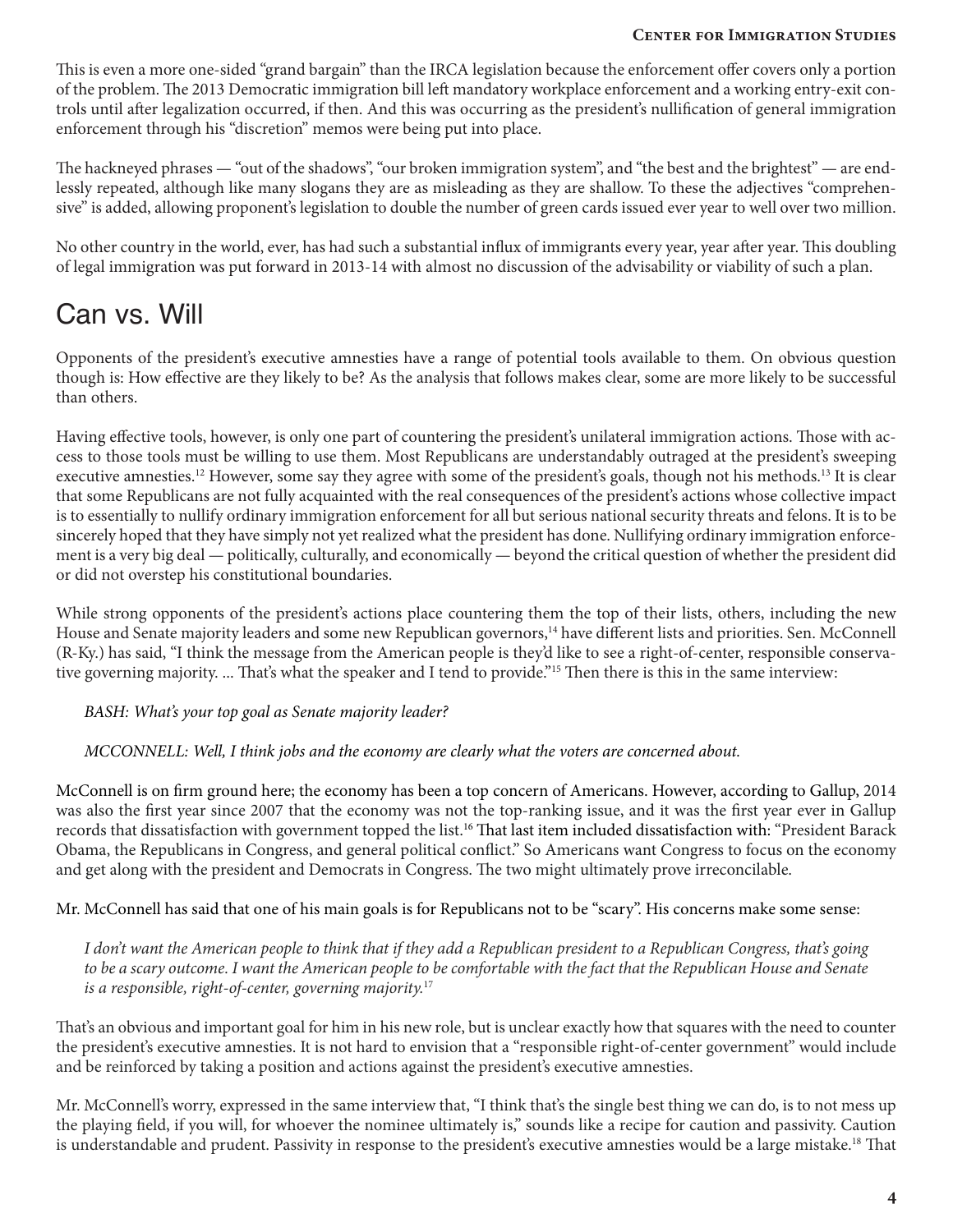This is even a more one-sided "grand bargain" than the IRCA legislation because the enforcement offer covers only a portion of the problem. The 2013 Democratic immigration bill left mandatory workplace enforcement and a working entry-exit controls until after legalization occurred, if then. And this was occurring as the president's nullification of general immigration enforcement through his "discretion" memos were being put into place.

The hackneyed phrases — "out of the shadows", "our broken immigration system", and "the best and the brightest" — are endlessly repeated, although like many slogans they are as misleading as they are shallow. To these the adjectives "comprehensive" is added, allowing proponent's legislation to double the number of green cards issued ever year to well over two million.

No other country in the world, ever, has had such a substantial influx of immigrants every year, year after year. This doubling of legal immigration was put forward in 2013-14 with almost no discussion of the advisability or viability of such a plan.

## Can vs. Will

Opponents of the president's executive amnesties have a range of potential tools available to them. On obvious question though is: How effective are they likely to be? As the analysis that follows makes clear, some are more likely to be successful than others.

Having effective tools, however, is only one part of countering the president's unilateral immigration actions. Those with access to those tools must be willing to use them. Most Republicans are understandably outraged at the president's sweeping executive amnesties.[12] However, some say they agree with some of the president's goals, though not his methods.[13] It is clear that some Republicans are not fully acquainted with the real consequences of the president's actions whose collective impact is to essentially to nullify ordinary immigration enforcement for all but serious national security threats and felons. It is to be sincerely hoped that they have simply not yet realized what the president has done. Nullifying ordinary immigration enforcement is a very big deal — politically, culturally, and economically — beyond the critical question of whether the president did or did not overstep his constitutional boundaries.

While strong opponents of the president's actions place countering them the top of their lists, others, including the new House and Senate majority leaders and some new Republican governors,[14] have different lists and priorities. Sen. McConnell (R-Ky.) has said, "I think the message from the American people is they'd like to see a right-of-center, responsible conservative governing majority. ... That's what the speaker and I tend to provide."[15] Then there is this in the same interview:

> *BASH: What's your top goal as Senate majority leader?*
>
> *MCCONNELL: Well, I think jobs and the economy are clearly what the voters are concerned about.*

McConnell is on firm ground here; the economy has been a top concern of Americans. However, according to Gallup, 2014 was also the first year since 2007 that the economy was not the top-ranking issue, and it was the first year ever in Gallup records that dissatisfaction with government topped the list.[16] That last item included dissatisfaction with: "President Barack Obama, the Republicans in Congress, and general political conflict." So Americans want Congress to focus on the economy and get along with the president and Democrats in Congress. The two might ultimately prove irreconcilable.

Mr. McConnell has said that one of his main goals is for Republicans not to be "scary". His concerns make some sense:

> *I don't want the American people to think that if they add a Republican president to a Republican Congress, that's going to be a scary outcome. I want the American people to be comfortable with the fact that the Republican House and Senate is a responsible, right-of-center, governing majority.*[17]

That's an obvious and important goal for him in his new role, but is unclear exactly how that squares with the need to counter the president's executive amnesties. It is not hard to envision that a "responsible right-of-center government" would include and be reinforced by taking a position and actions against the president's executive amnesties.

Mr. McConnell's worry, expressed in the same interview that, "I think that's the single best thing we can do, is to not mess up the playing field, if you will, for whoever the nominee ultimately is," sounds like a recipe for caution and passivity. Caution is understandable and prudent. Passivity in response to the president's executive amnesties would be a large mistake.[18] That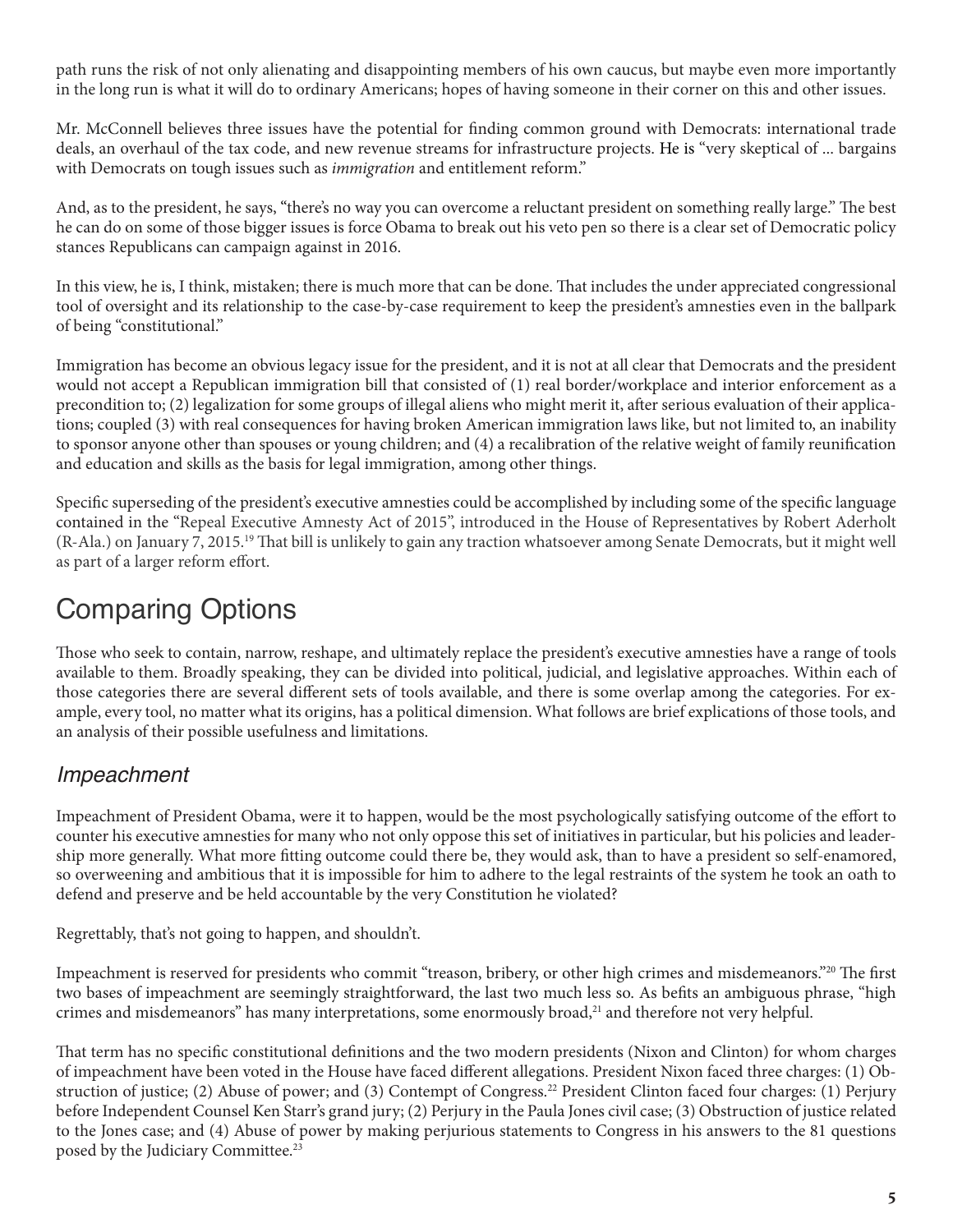path runs the risk of not only alienating and disappointing members of his own caucus, but maybe even more importantly in the long run is what it will do to ordinary Americans; hopes of having someone in their corner on this and other issues.

Mr. McConnell believes three issues have the potential for finding common ground with Democrats: international trade deals, an overhaul of the tax code, and new revenue streams for infrastructure projects. He is "very skeptical of ... bargains with Democrats on tough issues such as *immigration* and entitlement reform."

And, as to the president, he says, "there's no way you can overcome a reluctant president on something really large." The best he can do on some of those bigger issues is force Obama to break out his veto pen so there is a clear set of Democratic policy stances Republicans can campaign against in 2016.

In this view, he is, I think, mistaken; there is much more that can be done. That includes the under appreciated congressional tool of oversight and its relationship to the case-by-case requirement to keep the president's amnesties even in the ballpark of being "constitutional."

Immigration has become an obvious legacy issue for the president, and it is not at all clear that Democrats and the president would not accept a Republican immigration bill that consisted of (1) real border/workplace and interior enforcement as a precondition to; (2) legalization for some groups of illegal aliens who might merit it, after serious evaluation of their applications; coupled (3) with real consequences for having broken American immigration laws like, but not limited to, an inability to sponsor anyone other than spouses or young children; and (4) a recalibration of the relative weight of family reunification and education and skills as the basis for legal immigration, among other things.

Specific superseding of the president's executive amnesties could be accomplished by including some of the specific language contained in the "Repeal Executive Amnesty Act of 2015", introduced in the House of Representatives by Robert Aderholt (R-Ala.) on January 7, 2015.[19] That bill is unlikely to gain any traction whatsoever among Senate Democrats, but it might well as part of a larger reform effort.

# Comparing Options

Those who seek to contain, narrow, reshape, and ultimately replace the president's executive amnesties have a range of tools available to them. Broadly speaking, they can be divided into political, judicial, and legislative approaches. Within each of those categories there are several different sets of tools available, and there is some overlap among the categories. For example, every tool, no matter what its origins, has a political dimension. What follows are brief explications of those tools, and an analysis of their possible usefulness and limitations.

## *Impeachment*

Impeachment of President Obama, were it to happen, would be the most psychologically satisfying outcome of the effort to counter his executive amnesties for many who not only oppose this set of initiatives in particular, but his policies and leadership more generally. What more fitting outcome could there be, they would ask, than to have a president so self-enamored, so overweening and ambitious that it is impossible for him to adhere to the legal restraints of the system he took an oath to defend and preserve and be held accountable by the very Constitution he violated?

Regrettably, that's not going to happen, and shouldn't.

Impeachment is reserved for presidents who commit "treason, bribery, or other high crimes and misdemeanors."[20] The first two bases of impeachment are seemingly straightforward, the last two much less so. As befits an ambiguous phrase, "high crimes and misdemeanors" has many interpretations, some enormously broad,[21] and therefore not very helpful.

That term has no specific constitutional definitions and the two modern presidents (Nixon and Clinton) for whom charges of impeachment have been voted in the House have faced different allegations. President Nixon faced three charges: (1) Obstruction of justice; (2) Abuse of power; and (3) Contempt of Congress.[22] President Clinton faced four charges: (1) Perjury before Independent Counsel Ken Starr's grand jury; (2) Perjury in the Paula Jones civil case; (3) Obstruction of justice related to the Jones case; and (4) Abuse of power by making perjurious statements to Congress in his answers to the 81 questions posed by the Judiciary Committee.[23]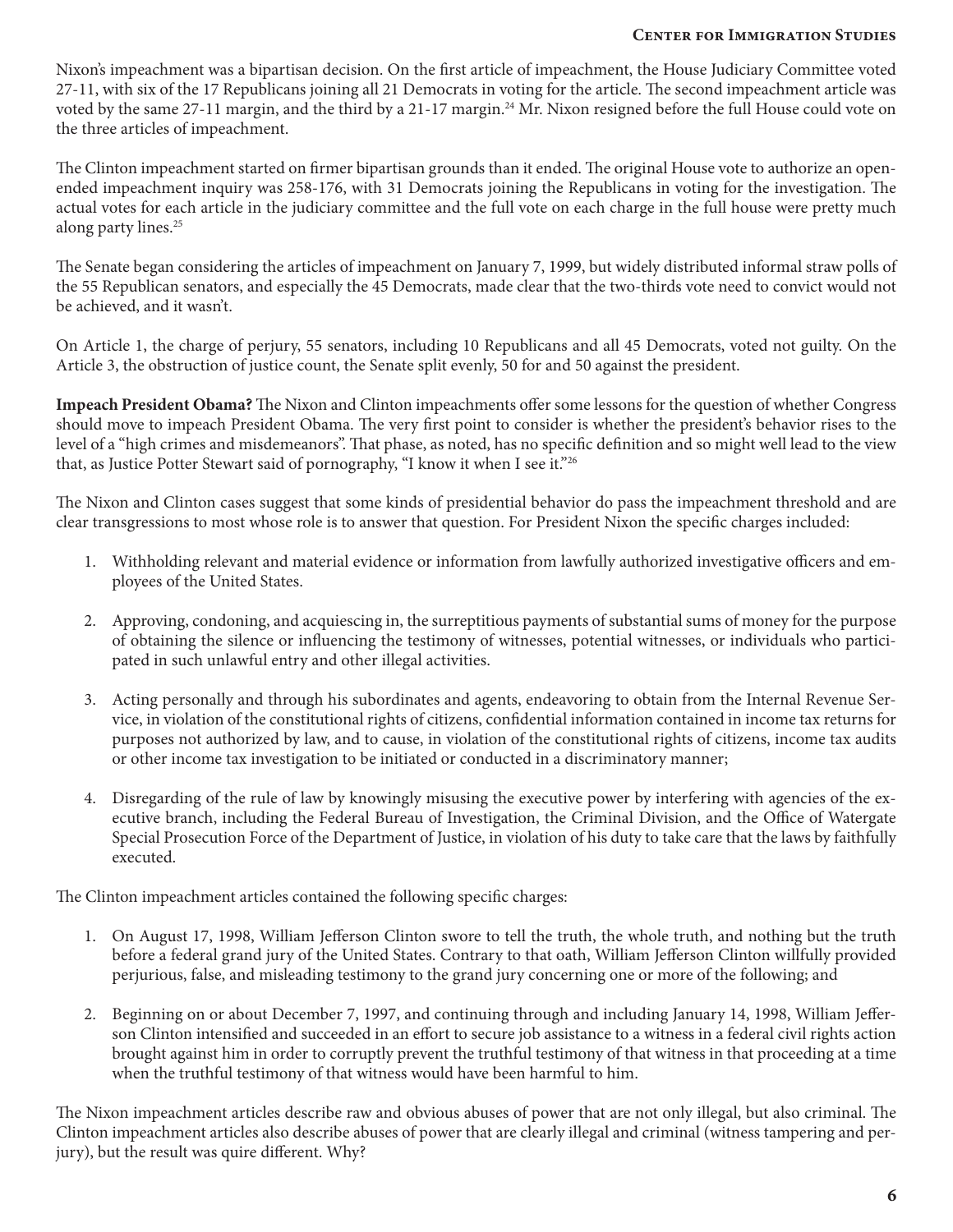Nixon's impeachment was a bipartisan decision. On the first article of impeachment, the House Judiciary Committee voted 27-11, with six of the 17 Republicans joining all 21 Democrats in voting for the article. The second impeachment article was voted by the same 27-11 margin, and the third by a 21-17 margin.[24] Mr. Nixon resigned before the full House could vote on the three articles of impeachment.

The Clinton impeachment started on firmer bipartisan grounds than it ended. The original House vote to authorize an open-ended impeachment inquiry was 258-176, with 31 Democrats joining the Republicans in voting for the investigation. The actual votes for each article in the judiciary committee and the full vote on each charge in the full house were pretty much along party lines.[25]

The Senate began considering the articles of impeachment on January 7, 1999, but widely distributed informal straw polls of the 55 Republican senators, and especially the 45 Democrats, made clear that the two-thirds vote need to convict would not be achieved, and it wasn't.

On Article 1, the charge of perjury, 55 senators, including 10 Republicans and all 45 Democrats, voted not guilty. On the Article 3, the obstruction of justice count, the Senate split evenly, 50 for and 50 against the president.

**Impeach President Obama?** The Nixon and Clinton impeachments offer some lessons for the question of whether Congress should move to impeach President Obama. The very first point to consider is whether the president's behavior rises to the level of a "high crimes and misdemeanors". That phase, as noted, has no specific definition and so might well lead to the view that, as Justice Potter Stewart said of pornography, "I know it when I see it."[26]

The Nixon and Clinton cases suggest that some kinds of presidential behavior do pass the impeachment threshold and are clear transgressions to most whose role is to answer that question. For President Nixon the specific charges included:

1. Withholding relevant and material evidence or information from lawfully authorized investigative officers and employees of the United States.

2. Approving, condoning, and acquiescing in, the surreptitious payments of substantial sums of money for the purpose of obtaining the silence or influencing the testimony of witnesses, potential witnesses, or individuals who participated in such unlawful entry and other illegal activities.

3. Acting personally and through his subordinates and agents, endeavoring to obtain from the Internal Revenue Service, in violation of the constitutional rights of citizens, confidential information contained in income tax returns for purposes not authorized by law, and to cause, in violation of the constitutional rights of citizens, income tax audits or other income tax investigation to be initiated or conducted in a discriminatory manner;

4. Disregarding of the rule of law by knowingly misusing the executive power by interfering with agencies of the executive branch, including the Federal Bureau of Investigation, the Criminal Division, and the Office of Watergate Special Prosecution Force of the Department of Justice, in violation of his duty to take care that the laws by faithfully executed.

The Clinton impeachment articles contained the following specific charges:

1. On August 17, 1998, William Jefferson Clinton swore to tell the truth, the whole truth, and nothing but the truth before a federal grand jury of the United States. Contrary to that oath, William Jefferson Clinton willfully provided perjurious, false, and misleading testimony to the grand jury concerning one or more of the following; and

2. Beginning on or about December 7, 1997, and continuing through and including January 14, 1998, William Jefferson Clinton intensified and succeeded in an effort to secure job assistance to a witness in a federal civil rights action brought against him in order to corruptly prevent the truthful testimony of that witness in that proceeding at a time when the truthful testimony of that witness would have been harmful to him.

The Nixon impeachment articles describe raw and obvious abuses of power that are not only illegal, but also criminal. The Clinton impeachment articles also describe abuses of power that are clearly illegal and criminal (witness tampering and perjury), but the result was quire different. Why?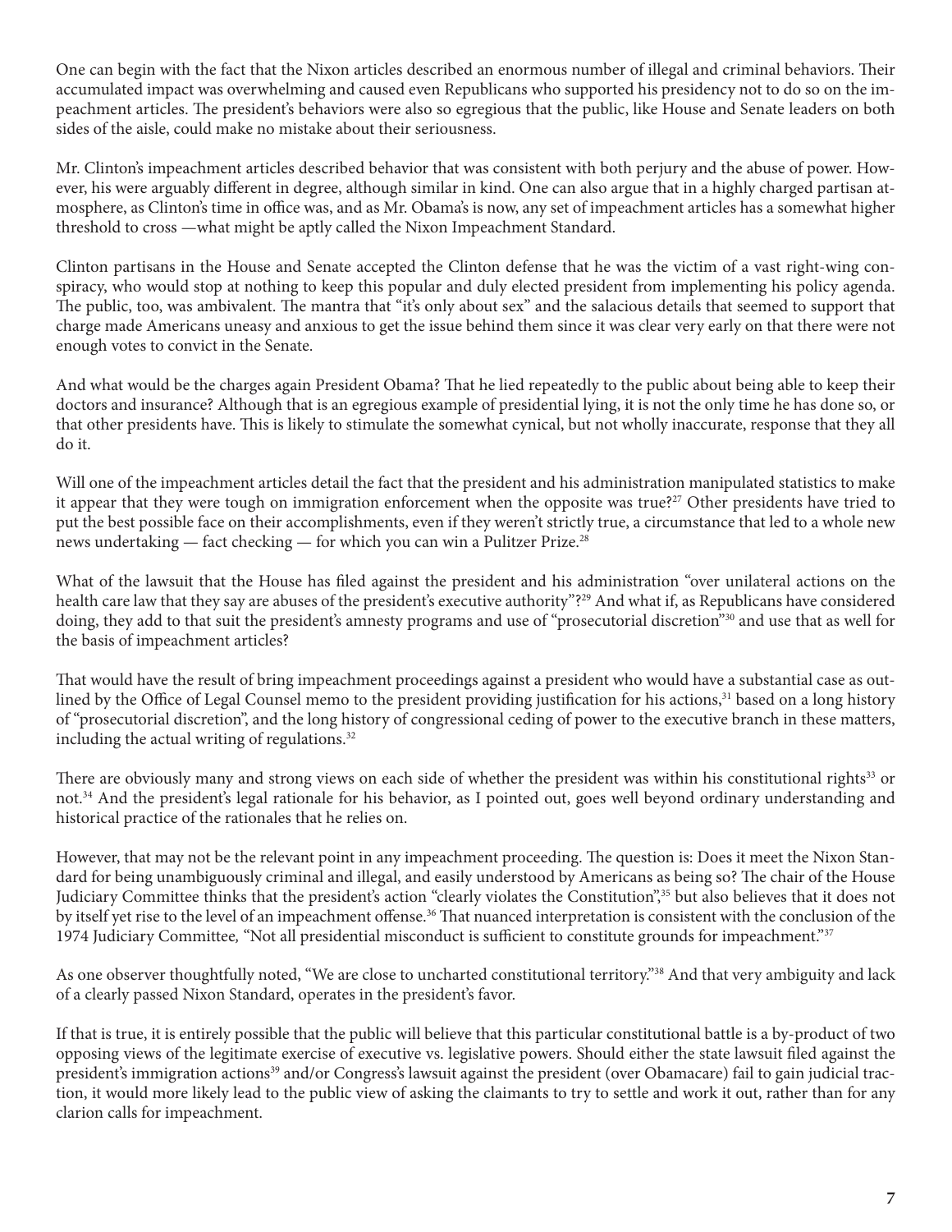One can begin with the fact that the Nixon articles described an enormous number of illegal and criminal behaviors. Their accumulated impact was overwhelming and caused even Republicans who supported his presidency not to do so on the impeachment articles. The president's behaviors were also so egregious that the public, like House and Senate leaders on both sides of the aisle, could make no mistake about their seriousness.

Mr. Clinton's impeachment articles described behavior that was consistent with both perjury and the abuse of power. However, his were arguably different in degree, although similar in kind. One can also argue that in a highly charged partisan atmosphere, as Clinton's time in office was, and as Mr. Obama's is now, any set of impeachment articles has a somewhat higher threshold to cross —what might be aptly called the Nixon Impeachment Standard.

Clinton partisans in the House and Senate accepted the Clinton defense that he was the victim of a vast right-wing conspiracy, who would stop at nothing to keep this popular and duly elected president from implementing his policy agenda. The public, too, was ambivalent. The mantra that "it's only about sex" and the salacious details that seemed to support that charge made Americans uneasy and anxious to get the issue behind them since it was clear very early on that there were not enough votes to convict in the Senate.

And what would be the charges again President Obama? That he lied repeatedly to the public about being able to keep their doctors and insurance? Although that is an egregious example of presidential lying, it is not the only time he has done so, or that other presidents have. This is likely to stimulate the somewhat cynical, but not wholly inaccurate, response that they all do it.

Will one of the impeachment articles detail the fact that the president and his administration manipulated statistics to make it appear that they were tough on immigration enforcement when the opposite was true?[27] Other presidents have tried to put the best possible face on their accomplishments, even if they weren't strictly true, a circumstance that led to a whole new news undertaking — fact checking — for which you can win a Pulitzer Prize.[28]

What of the lawsuit that the House has filed against the president and his administration "over unilateral actions on the health care law that they say are abuses of the president's executive authority"?[29] And what if, as Republicans have considered doing, they add to that suit the president's amnesty programs and use of "prosecutorial discretion"[30] and use that as well for the basis of impeachment articles?

That would have the result of bring impeachment proceedings against a president who would have a substantial case as outlined by the Office of Legal Counsel memo to the president providing justification for his actions,[31] based on a long history of "prosecutorial discretion", and the long history of congressional ceding of power to the executive branch in these matters, including the actual writing of regulations.[32]

There are obviously many and strong views on each side of whether the president was within his constitutional rights[33] or not.[34] And the president's legal rationale for his behavior, as I pointed out, goes well beyond ordinary understanding and historical practice of the rationales that he relies on.

However, that may not be the relevant point in any impeachment proceeding. The question is: Does it meet the Nixon Standard for being unambiguously criminal and illegal, and easily understood by Americans as being so? The chair of the House Judiciary Committee thinks that the president's action "clearly violates the Constitution",[35] but also believes that it does not by itself yet rise to the level of an impeachment offense.[36] That nuanced interpretation is consistent with the conclusion of the 1974 Judiciary Committee*,* "Not all presidential misconduct is sufficient to constitute grounds for impeachment."[37]

As one observer thoughtfully noted, "We are close to uncharted constitutional territory."[38] And that very ambiguity and lack of a clearly passed Nixon Standard, operates in the president's favor.

If that is true, it is entirely possible that the public will believe that this particular constitutional battle is a by-product of two opposing views of the legitimate exercise of executive vs. legislative powers. Should either the state lawsuit filed against the president's immigration actions[39] and/or Congress's lawsuit against the president (over Obamacare) fail to gain judicial traction, it would more likely lead to the public view of asking the claimants to try to settle and work it out, rather than for any clarion calls for impeachment.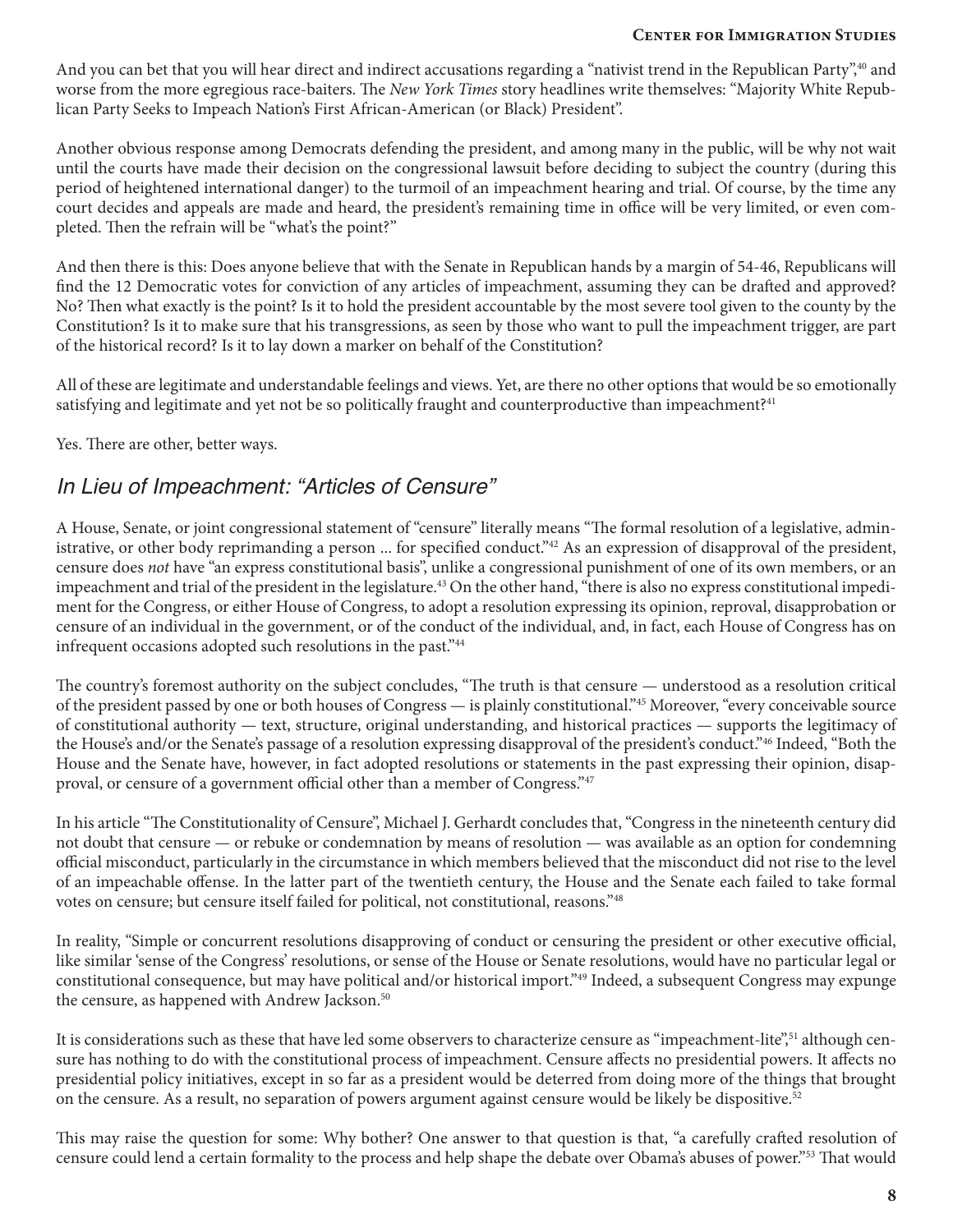And you can bet that you will hear direct and indirect accusations regarding a "nativist trend in the Republican Party",[40] and worse from the more egregious race-baiters. The *New York Times* story headlines write themselves: "Majority White Republican Party Seeks to Impeach Nation's First African-American (or Black) President".

Another obvious response among Democrats defending the president, and among many in the public, will be why not wait until the courts have made their decision on the congressional lawsuit before deciding to subject the country (during this period of heightened international danger) to the turmoil of an impeachment hearing and trial. Of course, by the time any court decides and appeals are made and heard, the president's remaining time in office will be very limited, or even completed. Then the refrain will be "what's the point?"

And then there is this: Does anyone believe that with the Senate in Republican hands by a margin of 54-46, Republicans will find the 12 Democratic votes for conviction of any articles of impeachment, assuming they can be drafted and approved? No? Then what exactly is the point? Is it to hold the president accountable by the most severe tool given to the county by the Constitution? Is it to make sure that his transgressions, as seen by those who want to pull the impeachment trigger, are part of the historical record? Is it to lay down a marker on behalf of the Constitution?

All of these are legitimate and understandable feelings and views. Yet, are there no other options that would be so emotionally satisfying and legitimate and yet not be so politically fraught and counterproductive than impeachment?[41]

Yes. There are other, better ways.

## *In Lieu of Impeachment: "Articles of Censure"*

A House, Senate, or joint congressional statement of "censure" literally means "The formal resolution of a legislative, administrative, or other body reprimanding a person ... for specified conduct."[42] As an expression of disapproval of the president, censure does *not* have "an express constitutional basis", unlike a congressional punishment of one of its own members, or an impeachment and trial of the president in the legislature.[43] On the other hand, "there is also no express constitutional impediment for the Congress, or either House of Congress, to adopt a resolution expressing its opinion, reproval, disapprobation or censure of an individual in the government, or of the conduct of the individual, and, in fact, each House of Congress has on infrequent occasions adopted such resolutions in the past."[44]

The country's foremost authority on the subject concludes, "The truth is that censure — understood as a resolution critical of the president passed by one or both houses of Congress — is plainly constitutional."[45] Moreover, "every conceivable source of constitutional authority — text, structure, original understanding, and historical practices — supports the legitimacy of the House's and/or the Senate's passage of a resolution expressing disapproval of the president's conduct."[46] Indeed, "Both the House and the Senate have, however, in fact adopted resolutions or statements in the past expressing their opinion, disapproval, or censure of a government official other than a member of Congress."[47]

In his article "The Constitutionality of Censure", Michael J. Gerhardt concludes that, "Congress in the nineteenth century did not doubt that censure — or rebuke or condemnation by means of resolution — was available as an option for condemning official misconduct, particularly in the circumstance in which members believed that the misconduct did not rise to the level of an impeachable offense. In the latter part of the twentieth century, the House and the Senate each failed to take formal votes on censure; but censure itself failed for political, not constitutional, reasons."[48]

In reality, "Simple or concurrent resolutions disapproving of conduct or censuring the president or other executive official, like similar 'sense of the Congress' resolutions, or sense of the House or Senate resolutions, would have no particular legal or constitutional consequence, but may have political and/or historical import."[49] Indeed, a subsequent Congress may expunge the censure, as happened with Andrew Jackson.[50]

It is considerations such as these that have led some observers to characterize censure as "impeachment-lite",[51] although censure has nothing to do with the constitutional process of impeachment. Censure affects no presidential powers. It affects no presidential policy initiatives, except in so far as a president would be deterred from doing more of the things that brought on the censure. As a result, no separation of powers argument against censure would be likely be dispositive.[52]

This may raise the question for some: Why bother? One answer to that question is that, "a carefully crafted resolution of censure could lend a certain formality to the process and help shape the debate over Obama's abuses of power."[53] That would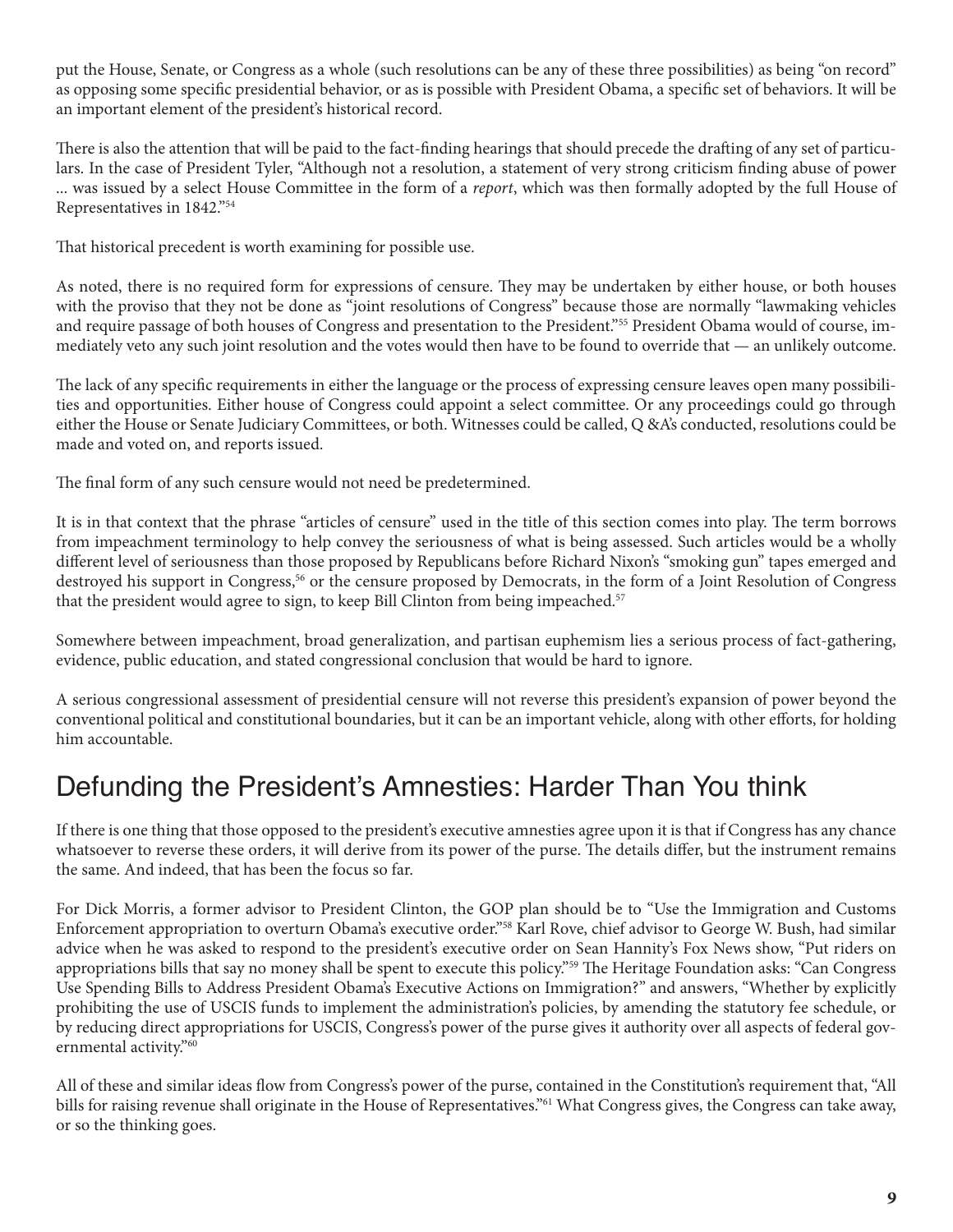put the House, Senate, or Congress as a whole (such resolutions can be any of these three possibilities) as being "on record" as opposing some specific presidential behavior, or as is possible with President Obama, a specific set of behaviors. It will be an important element of the president's historical record.

There is also the attention that will be paid to the fact-finding hearings that should precede the drafting of any set of particulars. In the case of President Tyler, "Although not a resolution, a statement of very strong criticism finding abuse of power ... was issued by a select House Committee in the form of a *report*, which was then formally adopted by the full House of Representatives in 1842."[54]

That historical precedent is worth examining for possible use.

As noted, there is no required form for expressions of censure. They may be undertaken by either house, or both houses with the proviso that they not be done as "joint resolutions of Congress" because those are normally "lawmaking vehicles and require passage of both houses of Congress and presentation to the President."[55] President Obama would of course, immediately veto any such joint resolution and the votes would then have to be found to override that — an unlikely outcome.

The lack of any specific requirements in either the language or the process of expressing censure leaves open many possibilities and opportunities. Either house of Congress could appoint a select committee. Or any proceedings could go through either the House or Senate Judiciary Committees, or both. Witnesses could be called, Q &A's conducted, resolutions could be made and voted on, and reports issued.

The final form of any such censure would not need be predetermined.

It is in that context that the phrase "articles of censure" used in the title of this section comes into play. The term borrows from impeachment terminology to help convey the seriousness of what is being assessed. Such articles would be a wholly different level of seriousness than those proposed by Republicans before Richard Nixon's "smoking gun" tapes emerged and destroyed his support in Congress,[56] or the censure proposed by Democrats, in the form of a Joint Resolution of Congress that the president would agree to sign, to keep Bill Clinton from being impeached.[57]

Somewhere between impeachment, broad generalization, and partisan euphemism lies a serious process of fact-gathering, evidence, public education, and stated congressional conclusion that would be hard to ignore.

A serious congressional assessment of presidential censure will not reverse this president's expansion of power beyond the conventional political and constitutional boundaries, but it can be an important vehicle, along with other efforts, for holding him accountable.

## Defunding the President's Amnesties: Harder Than You think

If there is one thing that those opposed to the president's executive amnesties agree upon it is that if Congress has any chance whatsoever to reverse these orders, it will derive from its power of the purse. The details differ, but the instrument remains the same. And indeed, that has been the focus so far.

For Dick Morris, a former advisor to President Clinton, the GOP plan should be to "Use the Immigration and Customs Enforcement appropriation to overturn Obama's executive order."[58] Karl Rove, chief advisor to George W. Bush, had similar advice when he was asked to respond to the president's executive order on Sean Hannity's Fox News show, "Put riders on appropriations bills that say no money shall be spent to execute this policy."[59] The Heritage Foundation asks: "Can Congress Use Spending Bills to Address President Obama's Executive Actions on Immigration?" and answers, "Whether by explicitly prohibiting the use of USCIS funds to implement the administration's policies, by amending the statutory fee schedule, or by reducing direct appropriations for USCIS, Congress's power of the purse gives it authority over all aspects of federal governmental activity."[60]

All of these and similar ideas flow from Congress's power of the purse, contained in the Constitution's requirement that, "All bills for raising revenue shall originate in the House of Representatives."[61] What Congress gives, the Congress can take away, or so the thinking goes.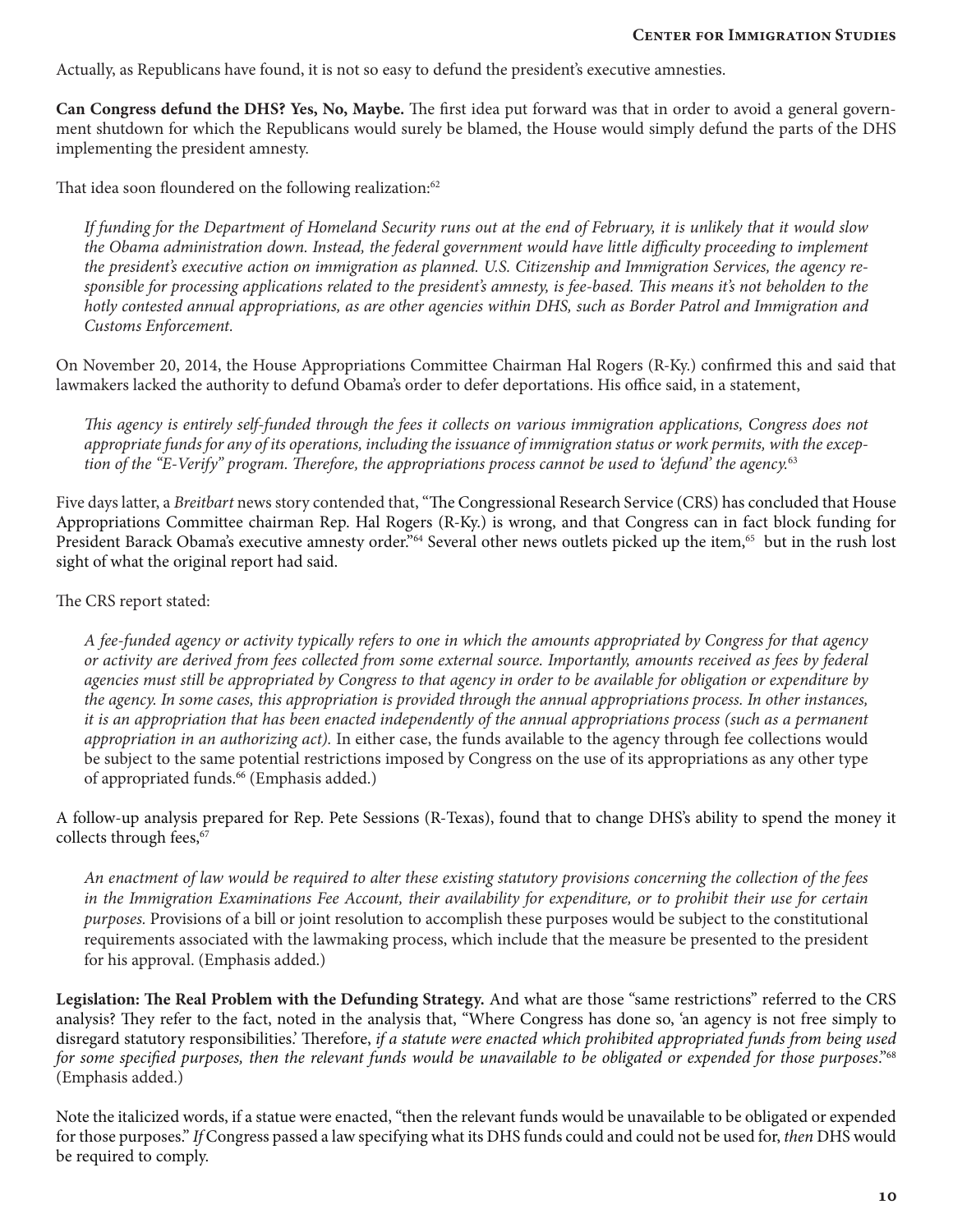Actually, as Republicans have found, it is not so easy to defund the president's executive amnesties.

**Can Congress defund the DHS? Yes, No, Maybe.** The first idea put forward was that in order to avoid a general government shutdown for which the Republicans would surely be blamed, the House would simply defund the parts of the DHS implementing the president amnesty.

That idea soon floundered on the following realization:[62]

> *If funding for the Department of Homeland Security runs out at the end of February, it is unlikely that it would slow the Obama administration down. Instead, the federal government would have little difficulty proceeding to implement the president's executive action on immigration as planned. U.S. Citizenship and Immigration Services, the agency responsible for processing applications related to the president's amnesty, is fee-based. This means it's not beholden to the hotly contested annual appropriations, as are other agencies within DHS, such as Border Patrol and Immigration and Customs Enforcement.*

On November 20, 2014, the House Appropriations Committee Chairman Hal Rogers (R-Ky.) confirmed this and said that lawmakers lacked the authority to defund Obama's order to defer deportations. His office said, in a statement,

> *This agency is entirely self-funded through the fees it collects on various immigration applications, Congress does not appropriate funds for any of its operations, including the issuance of immigration status or work permits, with the exception of the "E-Verify" program. Therefore, the appropriations process cannot be used to 'defund' the agency.*[63]

Five days latter, a *Breitbart* news story contended that, "The Congressional Research Service (CRS) has concluded that House Appropriations Committee chairman Rep. Hal Rogers (R-Ky.) is wrong, and that Congress can in fact block funding for President Barack Obama's executive amnesty order."[64] Several other news outlets picked up the item,[65] but in the rush lost sight of what the original report had said.

The CRS report stated:

> *A fee-funded agency or activity typically refers to one in which the amounts appropriated by Congress for that agency or activity are derived from fees collected from some external source. Importantly, amounts received as fees by federal agencies must still be appropriated by Congress to that agency in order to be available for obligation or expenditure by the agency. In some cases, this appropriation is provided through the annual appropriations process. In other instances, it is an appropriation that has been enacted independently of the annual appropriations process (such as a permanent appropriation in an authorizing act).* In either case, the funds available to the agency through fee collections would be subject to the same potential restrictions imposed by Congress on the use of its appropriations as any other type of appropriated funds.[66] (Emphasis added.)

A follow-up analysis prepared for Rep. Pete Sessions (R-Texas), found that to change DHS's ability to spend the money it collects through fees,[67]

> *An enactment of law would be required to alter these existing statutory provisions concerning the collection of the fees in the Immigration Examinations Fee Account, their availability for expenditure, or to prohibit their use for certain purposes.* Provisions of a bill or joint resolution to accomplish these purposes would be subject to the constitutional requirements associated with the lawmaking process, which include that the measure be presented to the president for his approval. (Emphasis added.)

**Legislation: The Real Problem with the Defunding Strategy.** And what are those "same restrictions" referred to the CRS analysis? They refer to the fact, noted in the analysis that, "Where Congress has done so, 'an agency is not free simply to disregard statutory responsibilities.' Therefore, *if a statute were enacted which prohibited appropriated funds from being used for some specified purposes, then the relevant funds would be unavailable to be obligated or expended for those purposes*."[68] (Emphasis added.)

Note the italicized words, if a statue were enacted, "then the relevant funds would be unavailable to be obligated or expended for those purposes." *If* Congress passed a law specifying what its DHS funds could and could not be used for, *then* DHS would be required to comply.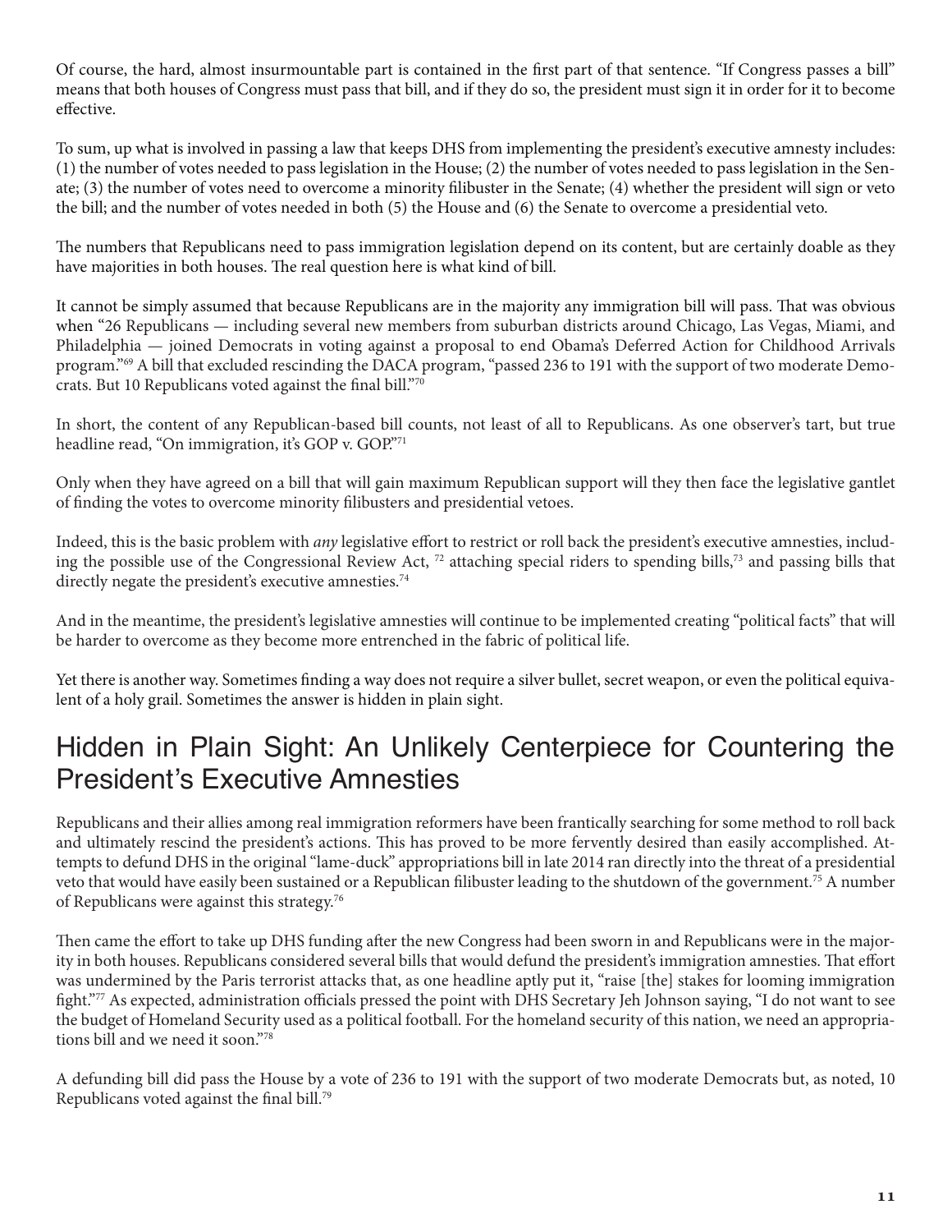Of course, the hard, almost insurmountable part is contained in the first part of that sentence. "If Congress passes a bill" means that both houses of Congress must pass that bill, and if they do so, the president must sign it in order for it to become effective.

To sum, up what is involved in passing a law that keeps DHS from implementing the president's executive amnesty includes: (1) the number of votes needed to pass legislation in the House; (2) the number of votes needed to pass legislation in the Senate; (3) the number of votes need to overcome a minority filibuster in the Senate; (4) whether the president will sign or veto the bill; and the number of votes needed in both (5) the House and (6) the Senate to overcome a presidential veto.

The numbers that Republicans need to pass immigration legislation depend on its content, but are certainly doable as they have majorities in both houses. The real question here is what kind of bill.

It cannot be simply assumed that because Republicans are in the majority any immigration bill will pass. That was obvious when "26 Republicans — including several new members from suburban districts around Chicago, Las Vegas, Miami, and Philadelphia — joined Democrats in voting against a proposal to end Obama's Deferred Action for Childhood Arrivals program."[69] A bill that excluded rescinding the DACA program, "passed 236 to 191 with the support of two moderate Democrats. But 10 Republicans voted against the final bill."[70]

In short, the content of any Republican-based bill counts, not least of all to Republicans. As one observer's tart, but true headline read, "On immigration, it's GOP v. GOP."[71]

Only when they have agreed on a bill that will gain maximum Republican support will they then face the legislative gantlet of finding the votes to overcome minority filibusters and presidential vetoes.

Indeed, this is the basic problem with *any* legislative effort to restrict or roll back the president's executive amnesties, including the possible use of the Congressional Review Act,[72] attaching special riders to spending bills,[73] and passing bills that directly negate the president's executive amnesties.[74]

And in the meantime, the president's legislative amnesties will continue to be implemented creating "political facts" that will be harder to overcome as they become more entrenched in the fabric of political life.

Yet there is another way. Sometimes finding a way does not require a silver bullet, secret weapon, or even the political equivalent of a holy grail. Sometimes the answer is hidden in plain sight.

## Hidden in Plain Sight: An Unlikely Centerpiece for Countering the President's Executive Amnesties

Republicans and their allies among real immigration reformers have been frantically searching for some method to roll back and ultimately rescind the president's actions. This has proved to be more fervently desired than easily accomplished. Attempts to defund DHS in the original "lame-duck" appropriations bill in late 2014 ran directly into the threat of a presidential veto that would have easily been sustained or a Republican filibuster leading to the shutdown of the government.[75] A number of Republicans were against this strategy.[76]

Then came the effort to take up DHS funding after the new Congress had been sworn in and Republicans were in the majority in both houses. Republicans considered several bills that would defund the president's immigration amnesties. That effort was undermined by the Paris terrorist attacks that, as one headline aptly put it, "raise [the] stakes for looming immigration fight."[77] As expected, administration officials pressed the point with DHS Secretary Jeh Johnson saying, "I do not want to see the budget of Homeland Security used as a political football. For the homeland security of this nation, we need an appropriations bill and we need it soon."[78]

A defunding bill did pass the House by a vote of 236 to 191 with the support of two moderate Democrats but, as noted, 10 Republicans voted against the final bill.[79]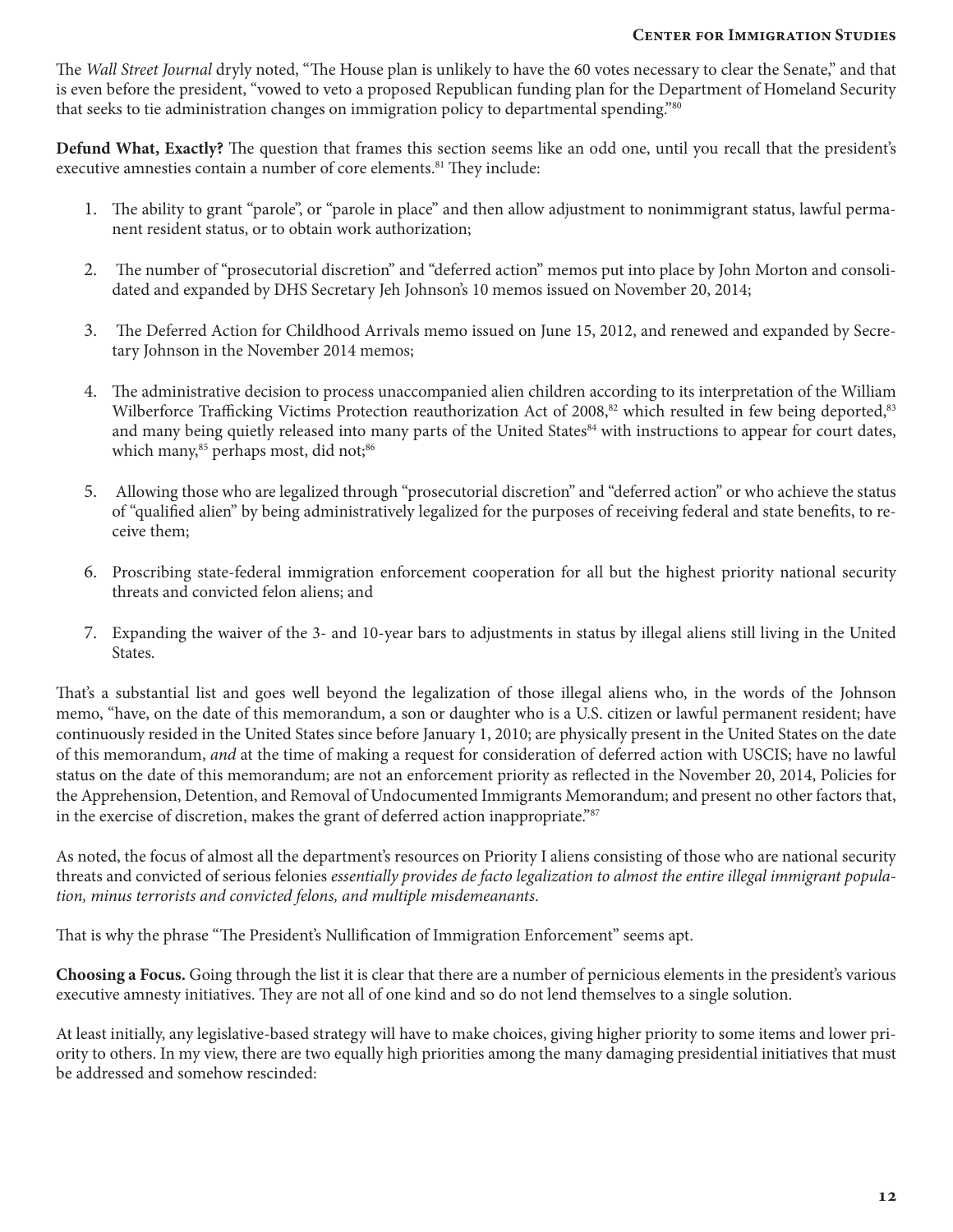The *Wall Street Journal* dryly noted, "The House plan is unlikely to have the 60 votes necessary to clear the Senate," and that is even before the president, "vowed to veto a proposed Republican funding plan for the Department of Homeland Security that seeks to tie administration changes on immigration policy to departmental spending."[80]

**Defund What, Exactly?** The question that frames this section seems like an odd one, until you recall that the president's executive amnesties contain a number of core elements.[81] They include:

1. The ability to grant "parole", or "parole in place" and then allow adjustment to nonimmigrant status, lawful permanent resident status, or to obtain work authorization;

2. The number of "prosecutorial discretion" and "deferred action" memos put into place by John Morton and consolidated and expanded by DHS Secretary Jeh Johnson's 10 memos issued on November 20, 2014;

3. The Deferred Action for Childhood Arrivals memo issued on June 15, 2012, and renewed and expanded by Secretary Johnson in the November 2014 memos;

4. The administrative decision to process unaccompanied alien children according to its interpretation of the William Wilberforce Trafficking Victims Protection reauthorization Act of 2008,[82] which resulted in few being deported,[83] and many being quietly released into many parts of the United States[84] with instructions to appear for court dates, which many,[85] perhaps most, did not;[86]

5. Allowing those who are legalized through "prosecutorial discretion" and "deferred action" or who achieve the status of "qualified alien" by being administratively legalized for the purposes of receiving federal and state benefits, to receive them;

6. Proscribing state-federal immigration enforcement cooperation for all but the highest priority national security threats and convicted felon aliens; and

7. Expanding the waiver of the 3- and 10-year bars to adjustments in status by illegal aliens still living in the United States.

That's a substantial list and goes well beyond the legalization of those illegal aliens who, in the words of the Johnson memo, "have, on the date of this memorandum, a son or daughter who is a U.S. citizen or lawful permanent resident; have continuously resided in the United States since before January 1, 2010; are physically present in the United States on the date of this memorandum, *and* at the time of making a request for consideration of deferred action with USCIS; have no lawful status on the date of this memorandum; are not an enforcement priority as reflected in the November 20, 2014, Policies for the Apprehension, Detention, and Removal of Undocumented Immigrants Memorandum; and present no other factors that, in the exercise of discretion, makes the grant of deferred action inappropriate."[87]

As noted, the focus of almost all the department's resources on Priority I aliens consisting of those who are national security threats and convicted of serious felonies *essentially provides de facto legalization to almost the entire illegal immigrant population, minus terrorists and convicted felons, and multiple misdemeanants*.

That is why the phrase "The President's Nullification of Immigration Enforcement" seems apt.

**Choosing a Focus.** Going through the list it is clear that there are a number of pernicious elements in the president's various executive amnesty initiatives. They are not all of one kind and so do not lend themselves to a single solution.

At least initially, any legislative-based strategy will have to make choices, giving higher priority to some items and lower priority to others. In my view, there are two equally high priorities among the many damaging presidential initiatives that must be addressed and somehow rescinded: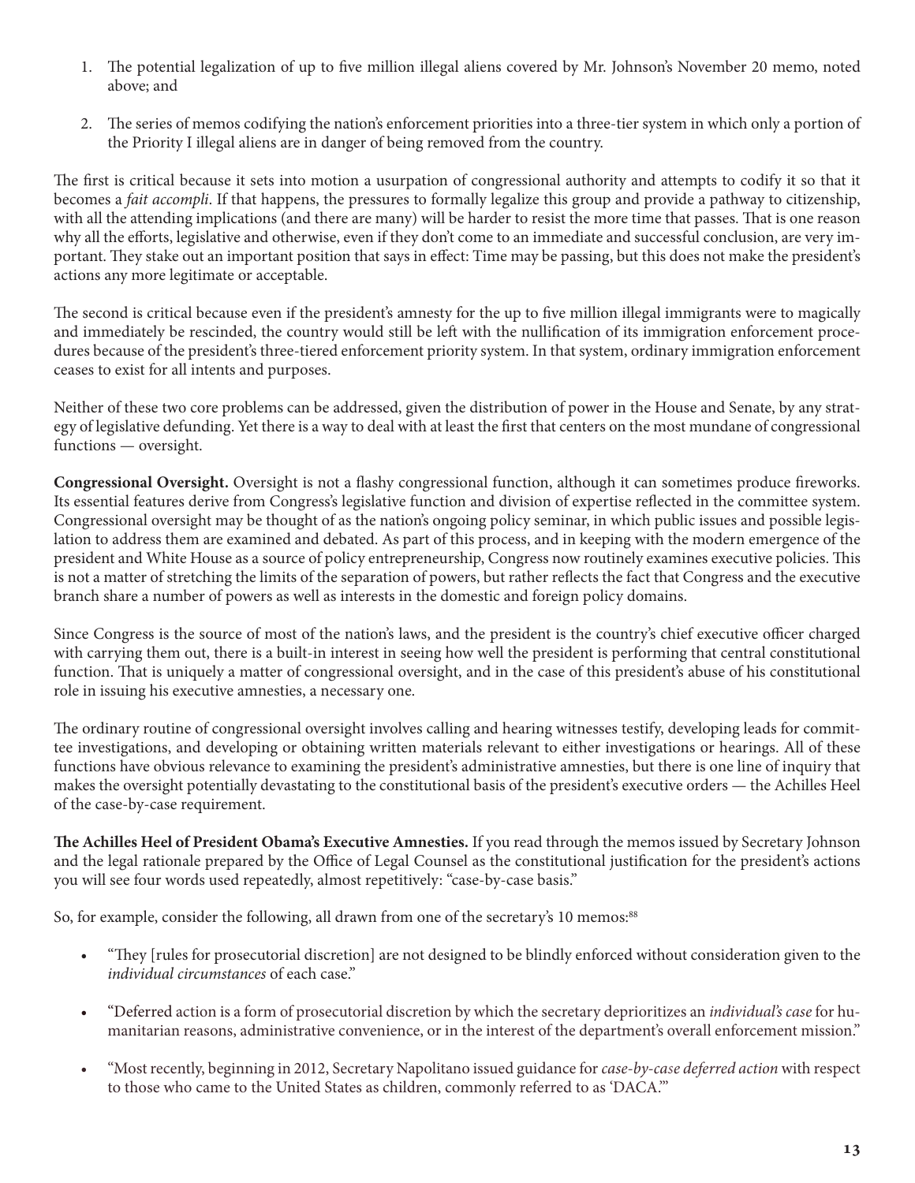1. The potential legalization of up to five million illegal aliens covered by Mr. Johnson's November 20 memo, noted above; and

2. The series of memos codifying the nation's enforcement priorities into a three-tier system in which only a portion of the Priority I illegal aliens are in danger of being removed from the country.

The first is critical because it sets into motion a usurpation of congressional authority and attempts to codify it so that it becomes a *fait accompli*. If that happens, the pressures to formally legalize this group and provide a pathway to citizenship, with all the attending implications (and there are many) will be harder to resist the more time that passes. That is one reason why all the efforts, legislative and otherwise, even if they don't come to an immediate and successful conclusion, are very important. They stake out an important position that says in effect: Time may be passing, but this does not make the president's actions any more legitimate or acceptable.

The second is critical because even if the president's amnesty for the up to five million illegal immigrants were to magically and immediately be rescinded, the country would still be left with the nullification of its immigration enforcement procedures because of the president's three-tiered enforcement priority system. In that system, ordinary immigration enforcement ceases to exist for all intents and purposes.

Neither of these two core problems can be addressed, given the distribution of power in the House and Senate, by any strategy of legislative defunding. Yet there is a way to deal with at least the first that centers on the most mundane of congressional functions — oversight.

**Congressional Oversight.** Oversight is not a flashy congressional function, although it can sometimes produce fireworks. Its essential features derive from Congress's legislative function and division of expertise reflected in the committee system. Congressional oversight may be thought of as the nation's ongoing policy seminar, in which public issues and possible legislation to address them are examined and debated. As part of this process, and in keeping with the modern emergence of the president and White House as a source of policy entrepreneurship, Congress now routinely examines executive policies. This is not a matter of stretching the limits of the separation of powers, but rather reflects the fact that Congress and the executive branch share a number of powers as well as interests in the domestic and foreign policy domains.

Since Congress is the source of most of the nation's laws, and the president is the country's chief executive officer charged with carrying them out, there is a built-in interest in seeing how well the president is performing that central constitutional function. That is uniquely a matter of congressional oversight, and in the case of this president's abuse of his constitutional role in issuing his executive amnesties, a necessary one.

The ordinary routine of congressional oversight involves calling and hearing witnesses testify, developing leads for committee investigations, and developing or obtaining written materials relevant to either investigations or hearings. All of these functions have obvious relevance to examining the president's administrative amnesties, but there is one line of inquiry that makes the oversight potentially devastating to the constitutional basis of the president's executive orders — the Achilles Heel of the case-by-case requirement.

**The Achilles Heel of President Obama's Executive Amnesties.** If you read through the memos issued by Secretary Johnson and the legal rationale prepared by the Office of Legal Counsel as the constitutional justification for the president's actions you will see four words used repeatedly, almost repetitively: "case-by-case basis."

So, for example, consider the following, all drawn from one of the secretary's 10 memos:[88]

- "They [rules for prosecutorial discretion] are not designed to be blindly enforced without consideration given to the *individual circumstances* of each case."
- "Deferred action is a form of prosecutorial discretion by which the secretary deprioritizes an *individual's case* for humanitarian reasons, administrative convenience, or in the interest of the department's overall enforcement mission."
- "Most recently, beginning in 2012, Secretary Napolitano issued guidance for *case-by-case deferred action* with respect to those who came to the United States as children, commonly referred to as 'DACA.'"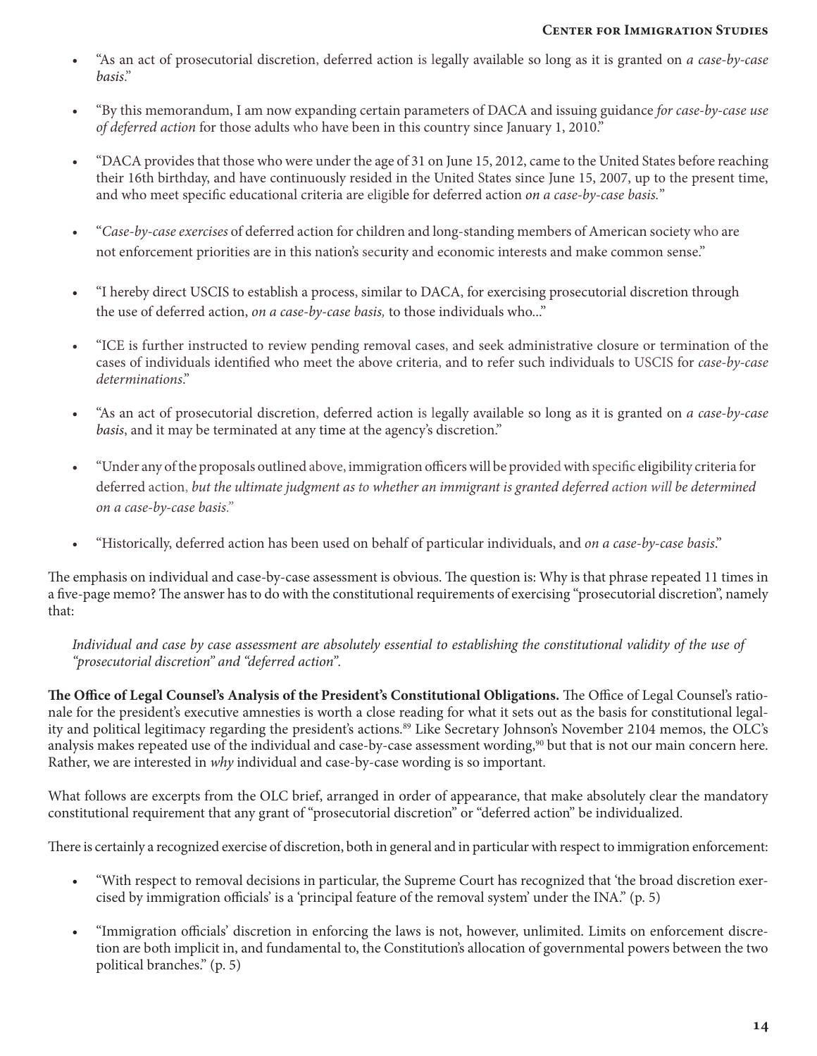- "As an act of prosecutorial discretion, deferred action is legally available so long as it is granted on *a case-by-case basis*."
- "By this memorandum, I am now expanding certain parameters of DACA and issuing guidance *for case-by-case use of deferred action* for those adults who have been in this country since January 1, 2010."
- "DACA provides that those who were under the age of 31 on June 15, 2012, came to the United States before reaching their 16th birthday, and have continuously resided in the United States since June 15, 2007, up to the present time, and who meet specific educational criteria are eligible for deferred action *on a case-by-case basis.*"
- "*Case-by-case exercises* of deferred action for children and long-standing members of American society who are not enforcement priorities are in this nation's security and economic interests and make common sense."
- "I hereby direct USCIS to establish a process, similar to DACA, for exercising prosecutorial discretion through the use of deferred action, *on a case-by-case basis,* to those individuals who..."
- "ICE is further instructed to review pending removal cases, and seek administrative closure or termination of the cases of individuals identified who meet the above criteria, and to refer such individuals to USCIS for *case-by-case determinations*."
- "As an act of prosecutorial discretion, deferred action is legally available so long as it is granted on *a case-by-case basis*, and it may be terminated at any time at the agency's discretion."
- "Under any of the proposals outlined above, immigration officers will be provided with specific eligibility criteria for deferred action, *but the ultimate judgment as to whether an immigrant is granted deferred action will be determined on a case-by-case basis.*"
- "Historically, deferred action has been used on behalf of particular individuals, and *on a case-by-case basis*."

The emphasis on individual and case-by-case assessment is obvious. The question is: Why is that phrase repeated 11 times in a five-page memo? The answer has to do with the constitutional requirements of exercising "prosecutorial discretion", namely that:

> *Individual and case by case assessment are absolutely essential to establishing the constitutional validity of the use of "prosecutorial discretion" and "deferred action".*

**The Office of Legal Counsel's Analysis of the President's Constitutional Obligations.** The Office of Legal Counsel's rationale for the president's executive amnesties is worth a close reading for what it sets out as the basis for constitutional legality and political legitimacy regarding the president's actions.[89] Like Secretary Johnson's November 2104 memos, the OLC's analysis makes repeated use of the individual and case-by-case assessment wording,[90] but that is not our main concern here. Rather, we are interested in *why* individual and case-by-case wording is so important.

What follows are excerpts from the OLC brief, arranged in order of appearance, that make absolutely clear the mandatory constitutional requirement that any grant of "prosecutorial discretion" or "deferred action" be individualized.

There is certainly a recognized exercise of discretion, both in general and in particular with respect to immigration enforcement:

- "With respect to removal decisions in particular, the Supreme Court has recognized that 'the broad discretion exercised by immigration officials' is a 'principal feature of the removal system' under the INA." (p. 5)
- "Immigration officials' discretion in enforcing the laws is not, however, unlimited. Limits on enforcement discretion are both implicit in, and fundamental to, the Constitution's allocation of governmental powers between the two political branches." (p. 5)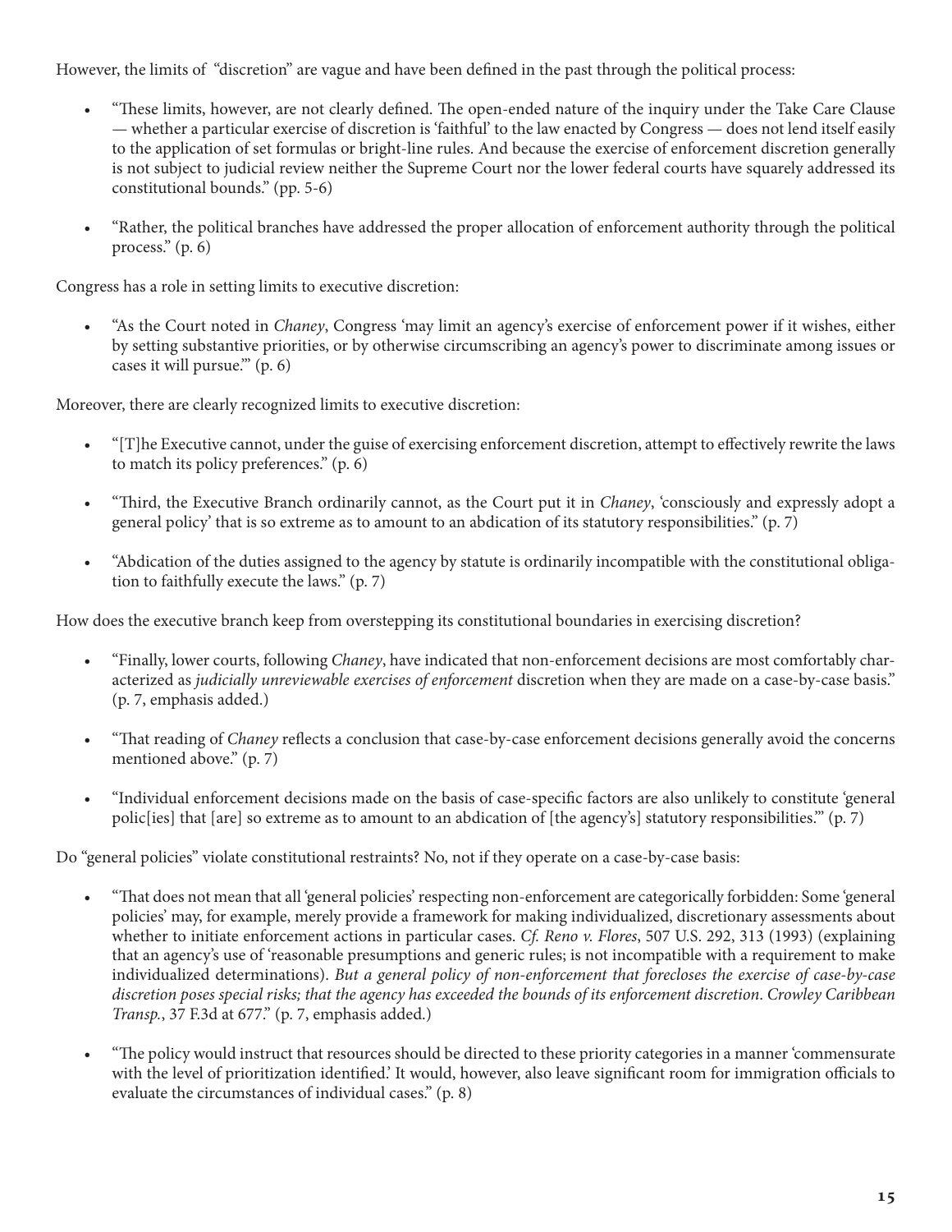However, the limits of "discretion" are vague and have been defined in the past through the political process:

- "These limits, however, are not clearly defined. The open-ended nature of the inquiry under the Take Care Clause — whether a particular exercise of discretion is 'faithful' to the law enacted by Congress — does not lend itself easily to the application of set formulas or bright-line rules. And because the exercise of enforcement discretion generally is not subject to judicial review neither the Supreme Court nor the lower federal courts have squarely addressed its constitutional bounds." (pp. 5-6)
- "Rather, the political branches have addressed the proper allocation of enforcement authority through the political process." (p. 6)

Congress has a role in setting limits to executive discretion:

- "As the Court noted in *Chaney*, Congress 'may limit an agency's exercise of enforcement power if it wishes, either by setting substantive priorities, or by otherwise circumscribing an agency's power to discriminate among issues or cases it will pursue.'" (p. 6)

Moreover, there are clearly recognized limits to executive discretion:

- "[T]he Executive cannot, under the guise of exercising enforcement discretion, attempt to effectively rewrite the laws to match its policy preferences." (p. 6)
- "Third, the Executive Branch ordinarily cannot, as the Court put it in *Chaney*, 'consciously and expressly adopt a general policy' that is so extreme as to amount to an abdication of its statutory responsibilities." (p. 7)
- "Abdication of the duties assigned to the agency by statute is ordinarily incompatible with the constitutional obligation to faithfully execute the laws." (p. 7)

How does the executive branch keep from overstepping its constitutional boundaries in exercising discretion?

- "Finally, lower courts, following *Chaney*, have indicated that non-enforcement decisions are most comfortably characterized as *judicially unreviewable exercises of enforcement* discretion when they are made on a case-by-case basis." (p. 7, emphasis added.)
- "That reading of *Chaney* reflects a conclusion that case-by-case enforcement decisions generally avoid the concerns mentioned above." (p. 7)
- "Individual enforcement decisions made on the basis of case-specific factors are also unlikely to constitute 'general polic[ies] that [are] so extreme as to amount to an abdication of [the agency's] statutory responsibilities.'" (p. 7)

Do "general policies" violate constitutional restraints? No, not if they operate on a case-by-case basis:

- "That does not mean that all 'general policies' respecting non-enforcement are categorically forbidden: Some 'general policies' may, for example, merely provide a framework for making individualized, discretionary assessments about whether to initiate enforcement actions in particular cases. *Cf. Reno v. Flores*, 507 U.S. 292, 313 (1993) (explaining that an agency's use of 'reasonable presumptions and generic rules; is not incompatible with a requirement to make individualized determinations). *But a general policy of non-enforcement that forecloses the exercise of case-by-case discretion poses special risks; that the agency has exceeded the bounds of its enforcement discretion. Crowley Caribbean Transp.*, 37 F.3d at 677." (p. 7, emphasis added.)
- "The policy would instruct that resources should be directed to these priority categories in a manner 'commensurate with the level of prioritization identified.' It would, however, also leave significant room for immigration officials to evaluate the circumstances of individual cases." (p. 8)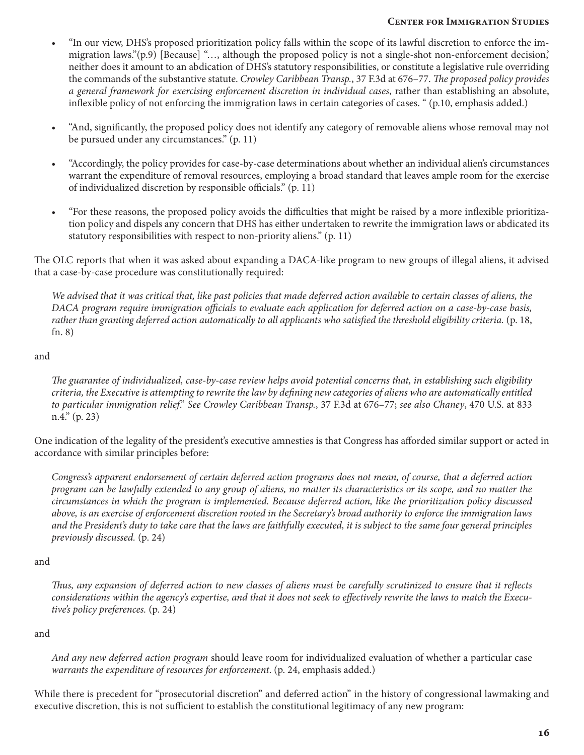- "In our view, DHS's proposed prioritization policy falls within the scope of its lawful discretion to enforce the immigration laws."(p.9) [Because] "…, although the proposed policy is not a single-shot non-enforcement decision,' neither does it amount to an abdication of DHS's statutory responsibilities, or constitute a legislative rule overriding the commands of the substantive statute. *Crowley Caribbean Transp.*, 37 F.3d at 676–77. *The proposed policy provides a general framework for exercising enforcement discretion in individual cases*, rather than establishing an absolute, inflexible policy of not enforcing the immigration laws in certain categories of cases. " (p.10, emphasis added.)

- "And, significantly, the proposed policy does not identify any category of removable aliens whose removal may not be pursued under any circumstances." (p. 11)

- "Accordingly, the policy provides for case-by-case determinations about whether an individual alien's circumstances warrant the expenditure of removal resources, employing a broad standard that leaves ample room for the exercise of individualized discretion by responsible officials." (p. 11)

- "For these reasons, the proposed policy avoids the difficulties that might be raised by a more inflexible prioritization policy and dispels any concern that DHS has either undertaken to rewrite the immigration laws or abdicated its statutory responsibilities with respect to non-priority aliens." (p. 11)

The OLC reports that when it was asked about expanding a DACA-like program to new groups of illegal aliens, it advised that a case-by-case procedure was constitutionally required:

> *We advised that it was critical that, like past policies that made deferred action available to certain classes of aliens, the DACA program require immigration officials to evaluate each application for deferred action on a case-by-case basis, rather than granting deferred action automatically to all applicants who satisfied the threshold eligibility criteria.* (p. 18, fn. 8)

and

> *The guarantee of individualized, case-by-case review helps avoid potential concerns that, in establishing such eligibility criteria, the Executive is attempting to rewrite the law by defining new categories of aliens who are automatically entitled to particular immigration relief." See Crowley Caribbean Transp.*, 37 F.3d at 676–77; *see also Chaney*, 470 U.S. at 833 n.4." (p. 23)

One indication of the legality of the president's executive amnesties is that Congress has afforded similar support or acted in accordance with similar principles before:

> *Congress's apparent endorsement of certain deferred action programs does not mean, of course, that a deferred action program can be lawfully extended to any group of aliens, no matter its characteristics or its scope, and no matter the circumstances in which the program is implemented. Because deferred action, like the prioritization policy discussed above, is an exercise of enforcement discretion rooted in the Secretary's broad authority to enforce the immigration laws and the President's duty to take care that the laws are faithfully executed, it is subject to the same four general principles previously discussed.* (p. 24)

and

> *Thus, any expansion of deferred action to new classes of aliens must be carefully scrutinized to ensure that it reflects considerations within the agency's expertise, and that it does not seek to effectively rewrite the laws to match the Executive's policy preferences.* (p. 24)

and

> *And any new deferred action program* should leave room for individualized evaluation of whether a particular case *warrants the expenditure of resources for enforcement*. (p. 24, emphasis added.)

While there is precedent for "prosecutorial discretion" and deferred action" in the history of congressional lawmaking and executive discretion, this is not sufficient to establish the constitutional legitimacy of any new program: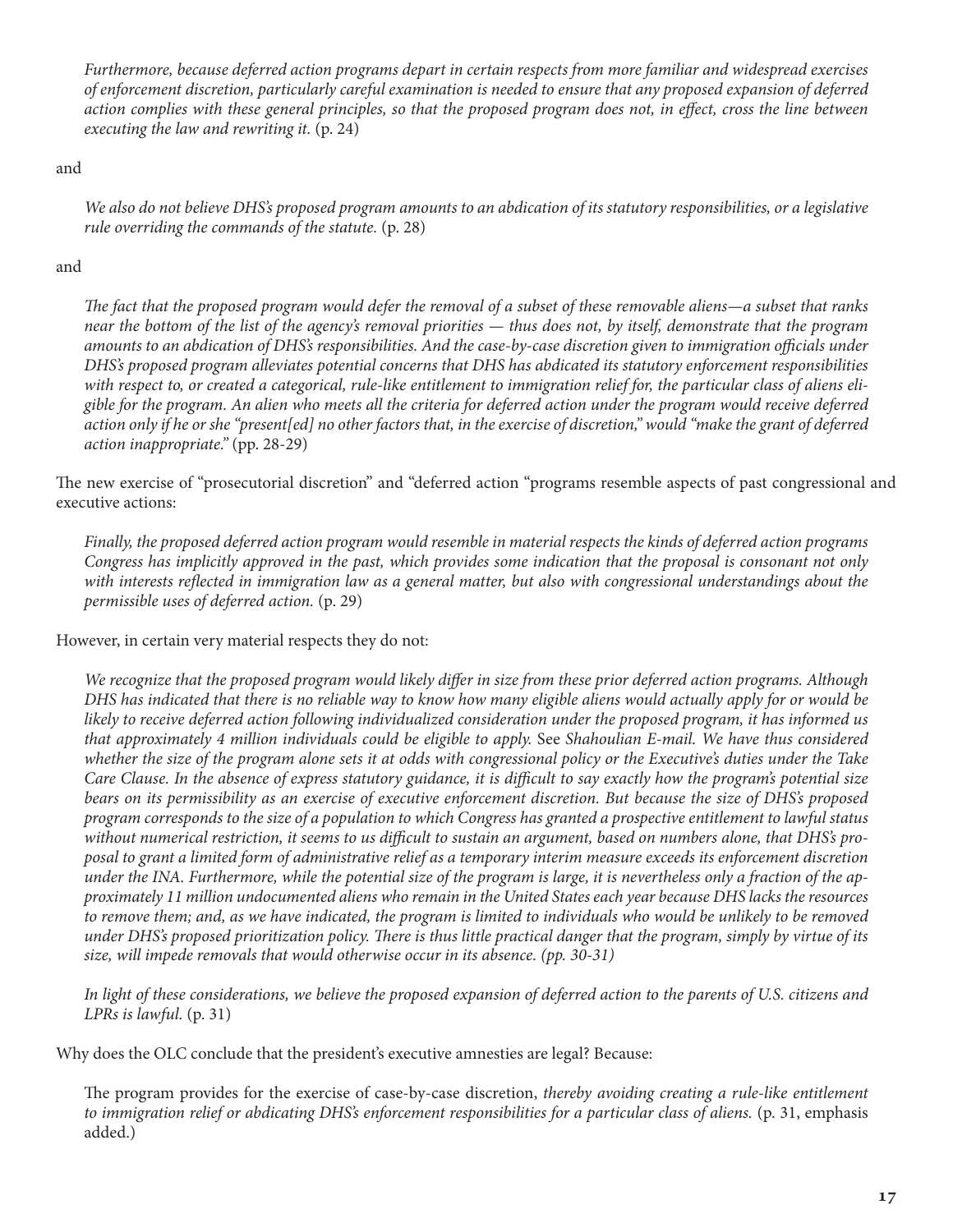*Furthermore, because deferred action programs depart in certain respects from more familiar and widespread exercises of enforcement discretion, particularly careful examination is needed to ensure that any proposed expansion of deferred action complies with these general principles, so that the proposed program does not, in effect, cross the line between executing the law and rewriting it.* (p. 24)

and

> *We also do not believe DHS's proposed program amounts to an abdication of its statutory responsibilities, or a legislative rule overriding the commands of the statute.* (p. 28)

and

> *The fact that the proposed program would defer the removal of a subset of these removable aliens—a subset that ranks near the bottom of the list of the agency's removal priorities — thus does not, by itself, demonstrate that the program amounts to an abdication of DHS's responsibilities. And the case-by-case discretion given to immigration officials under DHS's proposed program alleviates potential concerns that DHS has abdicated its statutory enforcement responsibilities with respect to, or created a categorical, rule-like entitlement to immigration relief for, the particular class of aliens eligible for the program. An alien who meets all the criteria for deferred action under the program would receive deferred action only if he or she "present[ed] no other factors that, in the exercise of discretion," would "make the grant of deferred action inappropriate."* (pp. 28-29)

The new exercise of "prosecutorial discretion" and "deferred action "programs resemble aspects of past congressional and executive actions:

> *Finally, the proposed deferred action program would resemble in material respects the kinds of deferred action programs Congress has implicitly approved in the past, which provides some indication that the proposal is consonant not only with interests reflected in immigration law as a general matter, but also with congressional understandings about the permissible uses of deferred action.* (p. 29)

However, in certain very material respects they do not:

> *We recognize that the proposed program would likely differ in size from these prior deferred action programs. Although DHS has indicated that there is no reliable way to know how many eligible aliens would actually apply for or would be likely to receive deferred action following individualized consideration under the proposed program, it has informed us that approximately 4 million individuals could be eligible to apply.* See *Shahoulian E-mail. We have thus considered whether the size of the program alone sets it at odds with congressional policy or the Executive's duties under the Take Care Clause. In the absence of express statutory guidance, it is difficult to say exactly how the program's potential size bears on its permissibility as an exercise of executive enforcement discretion. But because the size of DHS's proposed program corresponds to the size of a population to which Congress has granted a prospective entitlement to lawful status without numerical restriction, it seems to us difficult to sustain an argument, based on numbers alone, that DHS's proposal to grant a limited form of administrative relief as a temporary interim measure exceeds its enforcement discretion under the INA. Furthermore, while the potential size of the program is large, it is nevertheless only a fraction of the approximately 11 million undocumented aliens who remain in the United States each year because DHS lacks the resources to remove them; and, as we have indicated, the program is limited to individuals who would be unlikely to be removed under DHS's proposed prioritization policy. There is thus little practical danger that the program, simply by virtue of its size, will impede removals that would otherwise occur in its absence. (pp. 30-31)*
>
> *In light of these considerations, we believe the proposed expansion of deferred action to the parents of U.S. citizens and LPRs is lawful.* (p. 31)

Why does the OLC conclude that the president's executive amnesties are legal? Because:

> The program provides for the exercise of case-by-case discretion, *thereby avoiding creating a rule-like entitlement to immigration relief or abdicating DHS's enforcement responsibilities for a particular class of aliens.* (p. 31, emphasis added.)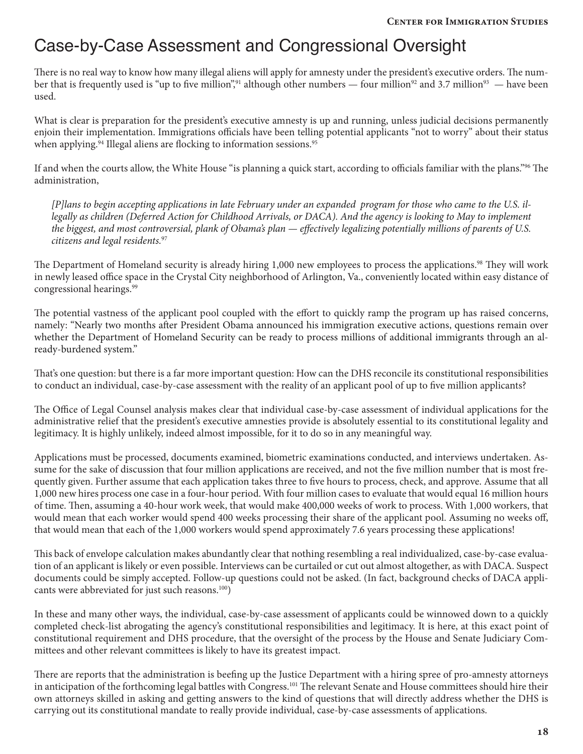# Case-by-Case Assessment and Congressional Oversight

There is no real way to know how many illegal aliens will apply for amnesty under the president's executive orders. The number that is frequently used is "up to five million",[91] although other numbers — four million[92] and 3.7 million[93] — have been used.

What is clear is preparation for the president's executive amnesty is up and running, unless judicial decisions permanently enjoin their implementation. Immigrations officials have been telling potential applicants "not to worry" about their status when applying.[94] Illegal aliens are flocking to information sessions.[95]

If and when the courts allow, the White House "is planning a quick start, according to officials familiar with the plans."[96] The administration,

> *[P]lans to begin accepting applications in late February under an expanded program for those who came to the U.S. illegally as children (Deferred Action for Childhood Arrivals, or DACA). And the agency is looking to May to implement the biggest, and most controversial, plank of Obama's plan — effectively legalizing potentially millions of parents of U.S. citizens and legal residents.*[97]

The Department of Homeland security is already hiring 1,000 new employees to process the applications.[98] They will work in newly leased office space in the Crystal City neighborhood of Arlington, Va., conveniently located within easy distance of congressional hearings.[99]

The potential vastness of the applicant pool coupled with the effort to quickly ramp the program up has raised concerns, namely: "Nearly two months after President Obama announced his immigration executive actions, questions remain over whether the Department of Homeland Security can be ready to process millions of additional immigrants through an already-burdened system."

That's one question: but there is a far more important question: How can the DHS reconcile its constitutional responsibilities to conduct an individual, case-by-case assessment with the reality of an applicant pool of up to five million applicants?

The Office of Legal Counsel analysis makes clear that individual case-by-case assessment of individual applications for the administrative relief that the president's executive amnesties provide is absolutely essential to its constitutional legality and legitimacy. It is highly unlikely, indeed almost impossible, for it to do so in any meaningful way.

Applications must be processed, documents examined, biometric examinations conducted, and interviews undertaken. Assume for the sake of discussion that four million applications are received, and not the five million number that is most frequently given. Further assume that each application takes three to five hours to process, check, and approve. Assume that all 1,000 new hires process one case in a four-hour period. With four million cases to evaluate that would equal 16 million hours of time. Then, assuming a 40-hour work week, that would make 400,000 weeks of work to process. With 1,000 workers, that would mean that each worker would spend 400 weeks processing their share of the applicant pool. Assuming no weeks off, that would mean that each of the 1,000 workers would spend approximately 7.6 years processing these applications!

This back of envelope calculation makes abundantly clear that nothing resembling a real individualized, case-by-case evaluation of an applicant is likely or even possible. Interviews can be curtailed or cut out almost altogether, as with DACA. Suspect documents could be simply accepted. Follow-up questions could not be asked. (In fact, background checks of DACA applicants were abbreviated for just such reasons.[100])

In these and many other ways, the individual, case-by-case assessment of applicants could be winnowed down to a quickly completed check-list abrogating the agency's constitutional responsibilities and legitimacy. It is here, at this exact point of constitutional requirement and DHS procedure, that the oversight of the process by the House and Senate Judiciary Committees and other relevant committees is likely to have its greatest impact.

There are reports that the administration is beefing up the Justice Department with a hiring spree of pro-amnesty attorneys in anticipation of the forthcoming legal battles with Congress.[101] The relevant Senate and House committees should hire their own attorneys skilled in asking and getting answers to the kind of questions that will directly address whether the DHS is carrying out its constitutional mandate to really provide individual, case-by-case assessments of applications.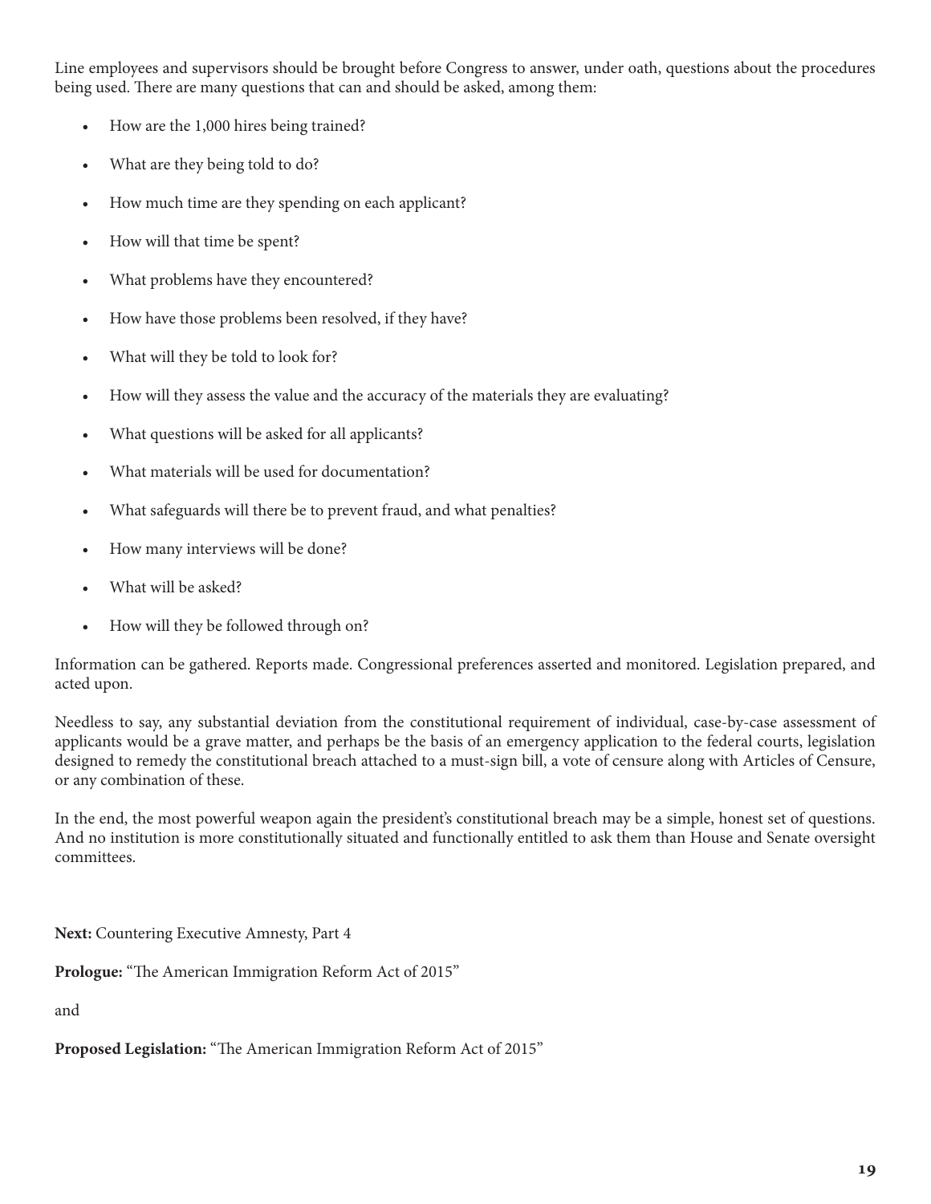Line employees and supervisors should be brought before Congress to answer, under oath, questions about the procedures being used. There are many questions that can and should be asked, among them:

- How are the 1,000 hires being trained?
- What are they being told to do?
- How much time are they spending on each applicant?
- How will that time be spent?
- What problems have they encountered?
- How have those problems been resolved, if they have?
- What will they be told to look for?
- How will they assess the value and the accuracy of the materials they are evaluating?
- What questions will be asked for all applicants?
- What materials will be used for documentation?
- What safeguards will there be to prevent fraud, and what penalties?
- How many interviews will be done?
- What will be asked?
- How will they be followed through on?

Information can be gathered. Reports made. Congressional preferences asserted and monitored. Legislation prepared, and acted upon.

Needless to say, any substantial deviation from the constitutional requirement of individual, case-by-case assessment of applicants would be a grave matter, and perhaps be the basis of an emergency application to the federal courts, legislation designed to remedy the constitutional breach attached to a must-sign bill, a vote of censure along with Articles of Censure, or any combination of these.

In the end, the most powerful weapon again the president's constitutional breach may be a simple, honest set of questions. And no institution is more constitutionally situated and functionally entitled to ask them than House and Senate oversight committees.

**Next:** Countering Executive Amnesty, Part 4

**Prologue:** "The American Immigration Reform Act of 2015"

and

**Proposed Legislation:** "The American Immigration Reform Act of 2015"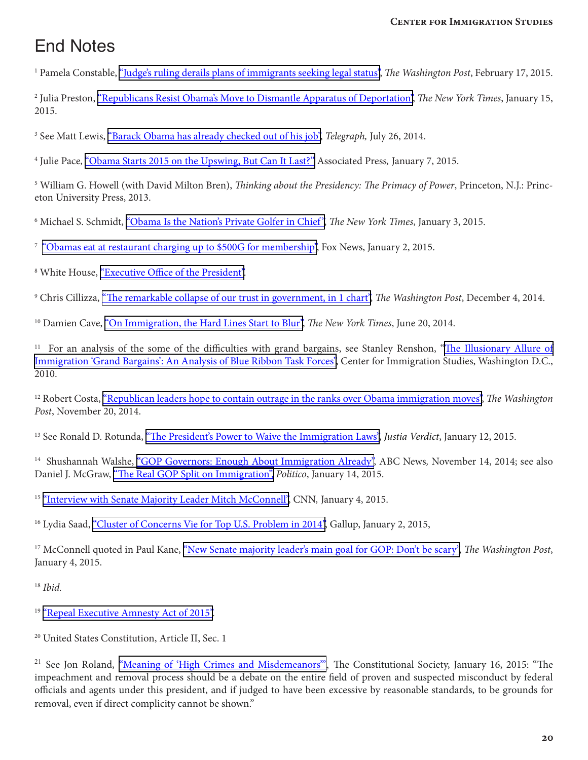# End Notes

[1] Pamela Constable, "Judge's ruling derails plans of immigrants seeking legal status", *The Washington Post*, February 17, 2015.

[2] Julia Preston, "Republicans Resist Obama's Move to Dismantle Apparatus of Deportation", *The New York Times*, January 15, 2015.

[3] See Matt Lewis, "Barack Obama has already checked out of his job", *Telegraph,* July 26, 2014.

[4] Julie Pace, "Obama Starts 2015 on the Upswing, But Can It Last?" Associated Press*,* January 7, 2015.

[5] William G. Howell (with David Milton Bren), *Thinking about the Presidency: The Primacy of Power*, Princeton, N.J.: Princeton University Press, 2013.

[6] Michael S. Schmidt, "Obama Is the Nation's Private Golfer in Chief", *The New York Times*, January 3, 2015.

[7] "Obamas eat at restaurant charging up to $500G for membership", Fox News, January 2, 2015.

[8] White House, "Executive Office of the President".

[9] Chris Cillizza, "The remarkable collapse of our trust in government, in 1 chart", *The Washington Post*, December 4, 2014.

[10] Damien Cave, "On Immigration, the Hard Lines Start to Blur", *The New York Times*, June 20, 2014.

[11] For an analysis of the some of the difficulties with grand bargains, see Stanley Renshon, "The Illusionary Allure of Immigration 'Grand Bargains': An Analysis of Blue Ribbon Task Forces", Center for Immigration Studies, Washington D.C., 2010.

[12] Robert Costa, "Republican leaders hope to contain outrage in the ranks over Obama immigration moves", *The Washington Post*, November 20, 2014.

[13] See Ronald D. Rotunda, "The President's Power to Waive the Immigration Laws", *Justia Verdict*, January 12, 2015.

[14] Shushannah Walshe, "GOP Governors: Enough About Immigration Already", ABC News*,* November 14, 2014; see also Daniel J. McGraw, "The Real GOP Split on Immigration", *Politico*, January 14, 2015.

[15] "Interview with Senate Majority Leader Mitch McConnell", CNN*,* January 4, 2015.

[16] Lydia Saad, "Cluster of Concerns Vie for Top U.S. Problem in 2014", Gallup, January 2, 2015,

[17] McConnell quoted in Paul Kane, "New Senate majority leader's main goal for GOP: Don't be scary", *The Washington Post*, January 4, 2015.

[18] *Ibid.*

[19] "Repeal Executive Amnesty Act of 2015".

[20] United States Constitution, Article II, Sec. 1

[21] See Jon Roland, "Meaning of 'High Crimes and Misdemeanors'", The Constitutional Society, January 16, 2015: "The impeachment and removal process should be a debate on the entire field of proven and suspected misconduct by federal officials and agents under this president, and if judged to have been excessive by reasonable standards, to be grounds for removal, even if direct complicity cannot be shown."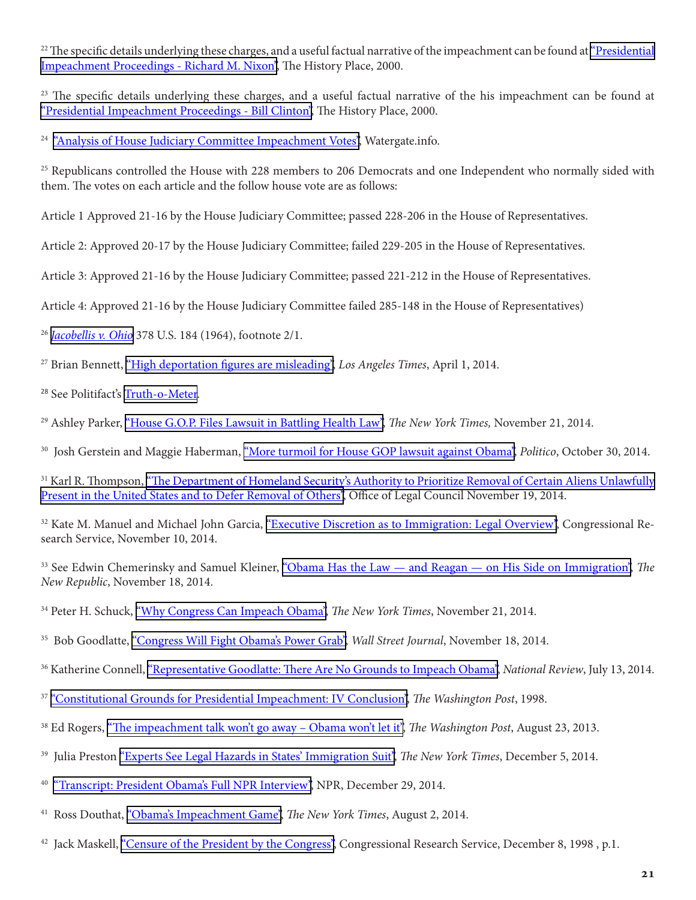[22] The specific details underlying these charges, and a useful factual narrative of the impeachment can be found at "Presidential Impeachment Proceedings - Richard M. Nixon", The History Place, 2000.

[23] The specific details underlying these charges, and a useful factual narrative of the his impeachment can be found at "Presidential Impeachment Proceedings - Bill Clinton", The History Place, 2000.

[24] "Analysis of House Judiciary Committee Impeachment Votes", Watergate.info.

[25] Republicans controlled the House with 228 members to 206 Democrats and one Independent who normally sided with them. The votes on each article and the follow house vote are as follows:

Article 1 Approved 21-16 by the House Judiciary Committee; passed 228-206 in the House of Representatives.

Article 2: Approved 20-17 by the House Judiciary Committee; failed 229-205 in the House of Representatives.

Article 3: Approved 21-16 by the House Judiciary Committee; passed 221-212 in the House of Representatives.

Article 4: Approved 21-16 by the House Judiciary Committee failed 285-148 in the House of Representatives)

[26] *Jacobellis v. Ohio* 378 U.S. 184 (1964), footnote 2/1.

[27] Brian Bennett, "High deportation figures are misleading", *Los Angeles Times*, April 1, 2014.

[28] See Politifact's Truth-o-Meter.

[29] Ashley Parker, "House G.O.P. Files Lawsuit in Battling Health Law", *The New York Times,* November 21, 2014.

[30] Josh Gerstein and Maggie Haberman, "More turmoil for House GOP lawsuit against Obama", *Politico*, October 30, 2014.

[31] Karl R. Thompson, "The Department of Homeland Security's Authority to Prioritize Removal of Certain Aliens Unlawfully Present in the United States and to Defer Removal of Others", Office of Legal Council November 19, 2014.

[32] Kate M. Manuel and Michael John Garcia, "Executive Discretion as to Immigration: Legal Overview", Congressional Research Service, November 10, 2014.

[33] See Edwin Chemerinsky and Samuel Kleiner, "Obama Has the Law — and Reagan — on His Side on Immigration", *The New Republic*, November 18, 2014.

[34] Peter H. Schuck, "Why Congress Can Impeach Obama", *The New York Times*, November 21, 2014.

[35] Bob Goodlatte, "Congress Will Fight Obama's Power Grab", *Wall Street Journal*, November 18, 2014.

[36] Katherine Connell, "Representative Goodlatte: There Are No Grounds to Impeach Obama", *National Review*, July 13, 2014.

[37] "Constitutional Grounds for Presidential Impeachment: IV Conclusion", *The Washington Post*, 1998.

[38] Ed Rogers, "The impeachment talk won't go away – Obama won't let it", *The Washington Post*, August 23, 2013.

[39] Julia Preston "Experts See Legal Hazards in States' Immigration Suit", *The New York Times*, December 5, 2014.

[40] "Transcript: President Obama's Full NPR Interview", NPR, December 29, 2014.

[41] Ross Douthat, "Obama's Impeachment Game", *The New York Times*, August 2, 2014.

[42] Jack Maskell, "Censure of the President by the Congress", Congressional Research Service, December 8, 1998 , p.1.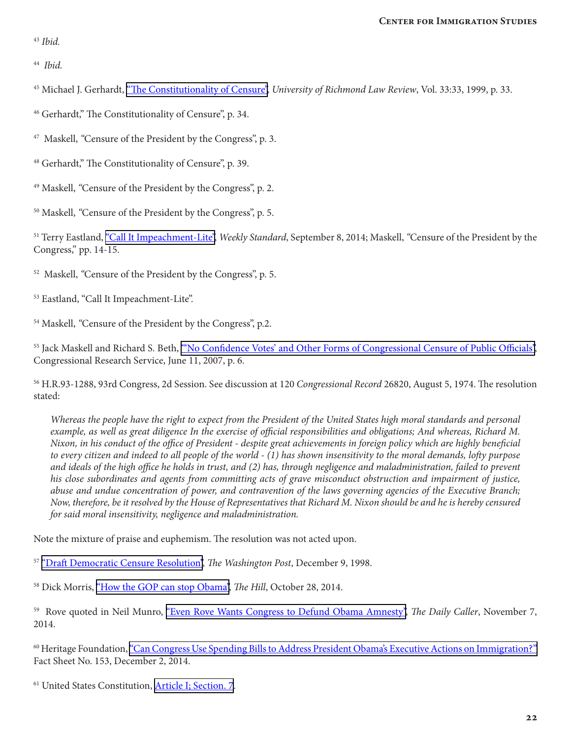[43] *Ibid.*

[44] *Ibid.*

[45] Michael J. Gerhardt, "The Constitutionality of Censure", *University of Richmond Law Review*, Vol. 33:33, 1999, p. 33.

[46] Gerhardt," The Constitutionality of Censure", p. 34.

[47] Maskell, "Censure of the President by the Congress", p. 3.

[48] Gerhardt," The Constitutionality of Censure", p. 39.

[49] Maskell, "Censure of the President by the Congress", p. 2.

[50] Maskell, "Censure of the President by the Congress", p. 5.

[51] Terry Eastland, "Call It Impeachment-Lite", *Weekly Standard*, September 8, 2014; Maskell, "Censure of the President by the Congress," pp. 14-15.

[52] Maskell, "Censure of the President by the Congress", p. 5.

[53] Eastland, "Call It Impeachment-Lite".

[54] Maskell, "Censure of the President by the Congress", p.2.

[55] Jack Maskell and Richard S. Beth, "'No Confidence Votes' and Other Forms of Congressional Censure of Public Officials", Congressional Research Service, June 11, 2007, p. 6.

[56] H.R.93-1288, 93rd Congress, 2d Session. See discussion at 120 *Congressional Record* 26820, August 5, 1974. The resolution stated:

> *Whereas the people have the right to expect from the President of the United States high moral standards and personal example, as well as great diligence In the exercise of official responsibilities and obligations; And whereas, Richard M. Nixon, in his conduct of the office of President - despite great achievements in foreign policy which are highly beneficial to every citizen and indeed to all people of the world - (1) has shown insensitivity to the moral demands, lofty purpose and ideals of the high office he holds in trust, and (2) has, through negligence and maladministration, failed to prevent his close subordinates and agents from committing acts of grave misconduct obstruction and impairment of justice, abuse and undue concentration of power, and contravention of the laws governing agencies of the Executive Branch; Now, therefore, be it resolved by the House of Representatives that Richard M. Nixon should be and he is hereby censured for said moral insensitivity, negligence and maladministration.*

Note the mixture of praise and euphemism. The resolution was not acted upon.

[57] "Draft Democratic Censure Resolution", *The Washington Post*, December 9, 1998.

[58] Dick Morris, "How the GOP can stop Obama", *The Hill*, October 28, 2014.

[59] Rove quoted in Neil Munro, "Even Rove Wants Congress to Defund Obama Amnesty", *The Daily Caller*, November 7, 2014.

[60] Heritage Foundation, "Can Congress Use Spending Bills to Address President Obama's Executive Actions on Immigration?" Fact Sheet No. 153, December 2, 2014.

[61] United States Constitution, Article I; Section. 7.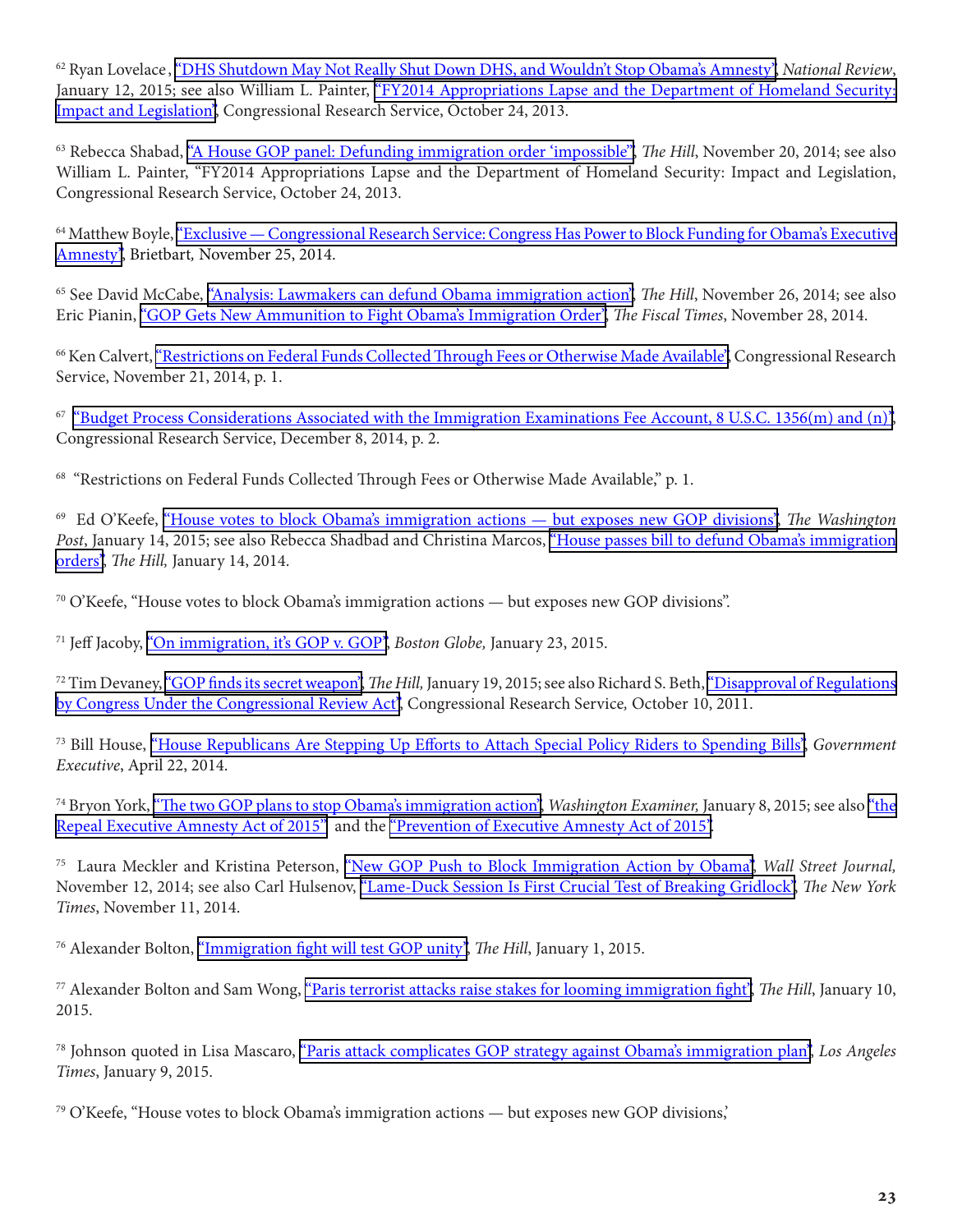[62] Ryan Lovelace, "DHS Shutdown May Not Really Shut Down DHS, and Wouldn't Stop Obama's Amnesty", *National Review*, January 12, 2015; see also William L. Painter, "FY2014 Appropriations Lapse and the Department of Homeland Security: Impact and Legislation", Congressional Research Service, October 24, 2013.

[63] Rebecca Shabad, "A House GOP panel: Defunding immigration order 'impossible'", *The Hill*, November 20, 2014; see also William L. Painter, "FY2014 Appropriations Lapse and the Department of Homeland Security: Impact and Legislation, Congressional Research Service, October 24, 2013.

[64] Matthew Boyle, "Exclusive — Congressional Research Service: Congress Has Power to Block Funding for Obama's Executive Amnesty", Brietbart, November 25, 2014.

[65] See David McCabe, "Analysis: Lawmakers can defund Obama immigration action", *The Hill*, November 26, 2014; see also Eric Pianin, "GOP Gets New Ammunition to Fight Obama's Immigration Order", *The Fiscal Times*, November 28, 2014.

[66] Ken Calvert, "Restrictions on Federal Funds Collected Through Fees or Otherwise Made Available", Congressional Research Service, November 21, 2014, p. 1.

[67] "Budget Process Considerations Associated with the Immigration Examinations Fee Account, 8 U.S.C. 1356(m) and (n)", Congressional Research Service, December 8, 2014, p. 2.

[68] "Restrictions on Federal Funds Collected Through Fees or Otherwise Made Available," p. 1.

[69] Ed O'Keefe, "House votes to block Obama's immigration actions — but exposes new GOP divisions", *The Washington Post*, January 14, 2015; see also Rebecca Shadbad and Christina Marcos, "House passes bill to defund Obama's immigration orders", *The Hill,* January 14, 2014.

[70] O'Keefe, "House votes to block Obama's immigration actions — but exposes new GOP divisions".

[71] Jeff Jacoby, "On immigration, it's GOP v. GOP", *Boston Globe,* January 23, 2015.

[72] Tim Devaney, "GOP finds its secret weapon", *The Hill,* January 19, 2015; see also Richard S. Beth, "Disapproval of Regulations by Congress Under the Congressional Review Act", Congressional Research Service*,* October 10, 2011.

[73] Bill House, "House Republicans Are Stepping Up Efforts to Attach Special Policy Riders to Spending Bills", *Government Executive*, April 22, 2014.

[74] Bryon York, "The two GOP plans to stop Obama's immigration action", *Washington Examiner,* January 8, 2015; see also "the Repeal Executive Amnesty Act of 2015" and the "Prevention of Executive Amnesty Act of 2015".

[75] Laura Meckler and Kristina Peterson, "New GOP Push to Block Immigration Action by Obama", *Wall Street Journal,* November 12, 2014; see also Carl Hulsenov, "Lame-Duck Session Is First Crucial Test of Breaking Gridlock", *The New York Times*, November 11, 2014.

[76] Alexander Bolton, "Immigration fight will test GOP unity", *The Hill*, January 1, 2015.

[77] Alexander Bolton and Sam Wong, "Paris terrorist attacks raise stakes for looming immigration fight", *The Hill*, January 10, 2015.

[78] Johnson quoted in Lisa Mascaro, "Paris attack complicates GOP strategy against Obama's immigration plan", *Los Angeles Times*, January 9, 2015.

[79] O'Keefe, "House votes to block Obama's immigration actions — but exposes new GOP divisions,'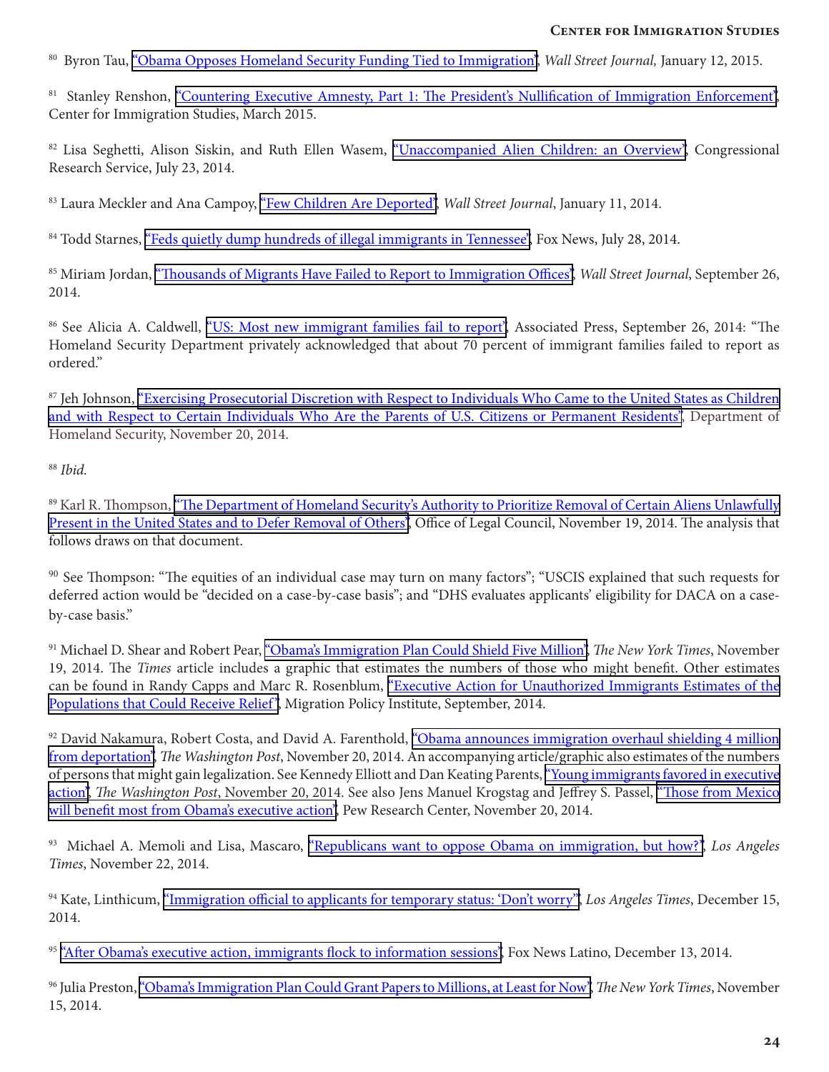[80] Byron Tau, "Obama Opposes Homeland Security Funding Tied to Immigration", *Wall Street Journal,* January 12, 2015.

[81] Stanley Renshon, "Countering Executive Amnesty, Part 1: The President's Nullification of Immigration Enforcement", Center for Immigration Studies, March 2015.

[82] Lisa Seghetti, Alison Siskin, and Ruth Ellen Wasem, "Unaccompanied Alien Children: an Overview", Congressional Research Service, July 23, 2014.

[83] Laura Meckler and Ana Campoy, "Few Children Are Deported", *Wall Street Journal*, January 11, 2014.

[84] Todd Starnes, "Feds quietly dump hundreds of illegal immigrants in Tennessee", Fox News, July 28, 2014.

[85] Miriam Jordan, "Thousands of Migrants Have Failed to Report to Immigration Offices", *Wall Street Journal*, September 26, 2014.

[86] See Alicia A. Caldwell, "US: Most new immigrant families fail to report", Associated Press, September 26, 2014: "The Homeland Security Department privately acknowledged that about 70 percent of immigrant families failed to report as ordered."

[87] Jeh Johnson, "Exercising Prosecutorial Discretion with Respect to Individuals Who Came to the United States as Children and with Respect to Certain Individuals Who Are the Parents of U.S. Citizens or Permanent Residents", Department of Homeland Security, November 20, 2014.

[88] *Ibid.*

[89] Karl R. Thompson, "The Department of Homeland Security's Authority to Prioritize Removal of Certain Aliens Unlawfully Present in the United States and to Defer Removal of Others", Office of Legal Council, November 19, 2014. The analysis that follows draws on that document.

[90] See Thompson: "The equities of an individual case may turn on many factors"; "USCIS explained that such requests for deferred action would be "decided on a case-by-case basis"; and "DHS evaluates applicants' eligibility for DACA on a case-by-case basis."

[91] Michael D. Shear and Robert Pear, "Obama's Immigration Plan Could Shield Five Million", *The New York Times*, November 19, 2014. The *Times* article includes a graphic that estimates the numbers of those who might benefit. Other estimates can be found in Randy Capps and Marc R. Rosenblum, "Executive Action for Unauthorized Immigrants Estimates of the Populations that Could Receive Relief", Migration Policy Institute, September, 2014.

[92] David Nakamura, Robert Costa, and David A. Farenthold, "Obama announces immigration overhaul shielding 4 million from deportation", *The Washington Post*, November 20, 2014. An accompanying article/graphic also estimates of the numbers of persons that might gain legalization. See Kennedy Elliott and Dan Keating Parents, "Young immigrants favored in executive action", *The Washington Post*, November 20, 2014. See also Jens Manuel Krogstag and Jeffrey S. Passel, "Those from Mexico will benefit most from Obama's executive action", Pew Research Center, November 20, 2014.

[93] Michael A. Memoli and Lisa, Mascaro, "Republicans want to oppose Obama on immigration, but how?", *Los Angeles Times*, November 22, 2014.

[94] Kate, Linthicum, "Immigration official to applicants for temporary status: 'Don't worry'", *Los Angeles Times*, December 15, 2014.

[95] "After Obama's executive action, immigrants flock to information sessions", Fox News Latino, December 13, 2014.

[96] Julia Preston, "Obama's Immigration Plan Could Grant Papers to Millions, at Least for Now", *The New York Times*, November 15, 2014.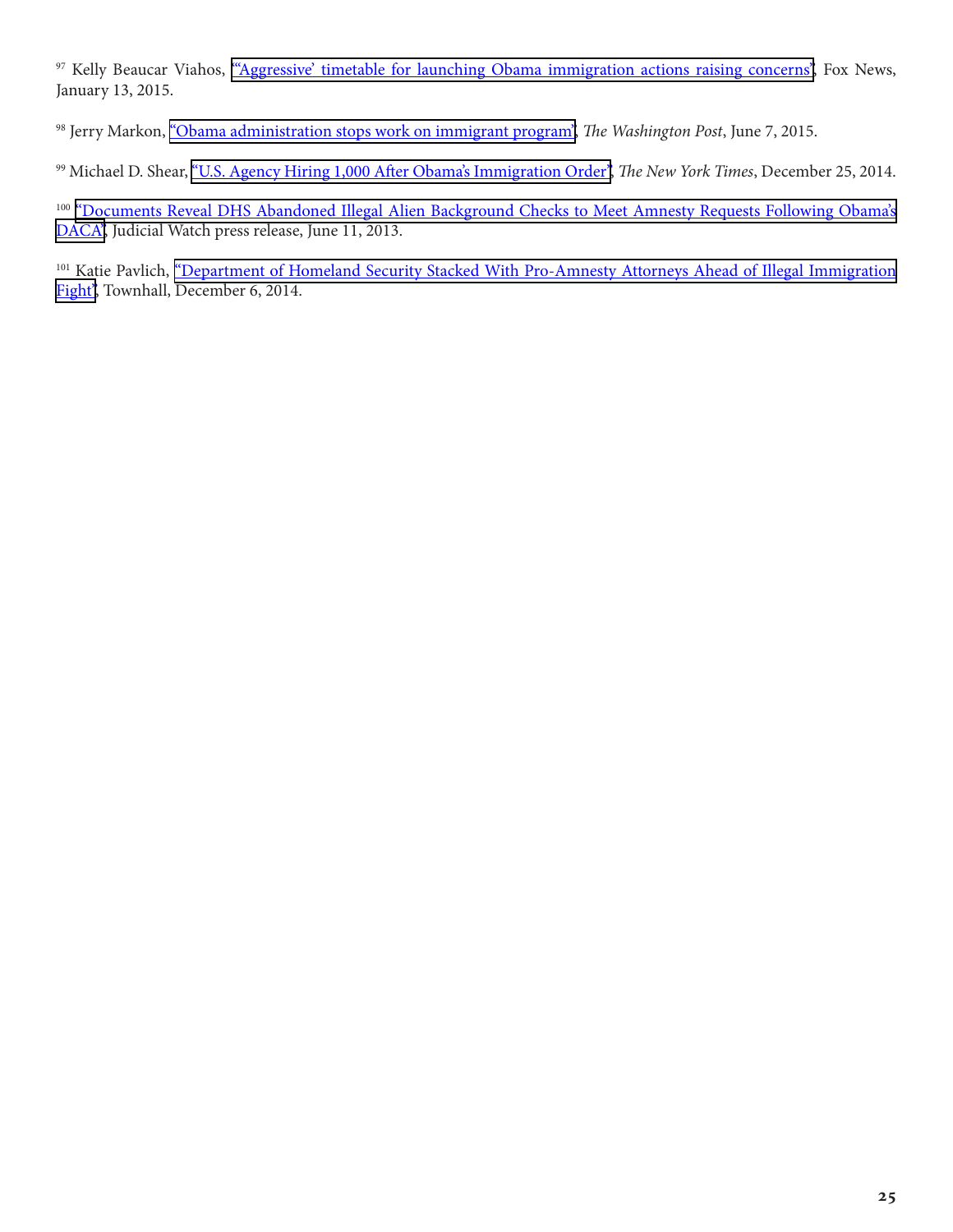[97] Kelly Beaucar Viahos, "'Aggressive' timetable for launching Obama immigration actions raising concerns", Fox News, January 13, 2015.

[98] Jerry Markon, "Obama administration stops work on immigrant program", *The Washington Post*, June 7, 2015.

[99] Michael D. Shear, "U.S. Agency Hiring 1,000 After Obama's Immigration Order", *The New York Times*, December 25, 2014.

[100] "Documents Reveal DHS Abandoned Illegal Alien Background Checks to Meet Amnesty Requests Following Obama's DACA", Judicial Watch press release, June 11, 2013.

[101] Katie Pavlich, "Department of Homeland Security Stacked With Pro-Amnesty Attorneys Ahead of Illegal Immigration Fight", Townhall, December 6, 2014.